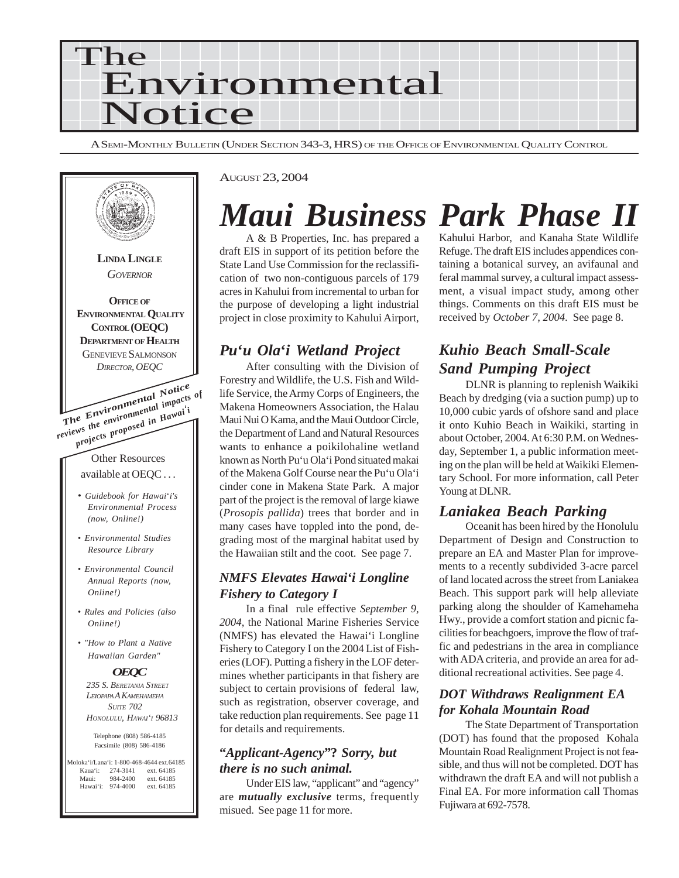# The Environmental Notice

A Semi-Monthly Bulletin (Under Section 343-3, HRS) of the Office of Environmental Quality Control

**Linda Lingle**
*Governor*

**Office of Environmental Quality Control (OEQC)**
**Department of Health**
Genevieve Salmonson
*Director, OEQC*

***The Environmental Notice*** *reviews the environmental impacts of projects proposed in Hawai'i*

Other Resources available at OEQC . . .

- *Guidebook for Hawai'i's Environmental Process (now, Online!)*
- *Environmental Studies Resource Library*
- *Environmental Council Annual Reports (now, Online!)*
- *Rules and Policies (also Online!)*
- *"How to Plant a Native Hawaiian Garden"*

**OEQC**
*235 S. Beretania Street*
*Leiopapa A Kamehameha*
*Suite 702*
*Honolulu, Hawai'i 96813*

Telephone (808) 586-4185
Facsimile (808) 586-4186

Moloka'i/Lana'i: 1-800-468-4644 ext.64185
Kaua'i: 274-3141 ext. 64185
Maui: 984-2400 ext. 64185
Hawai'i: 974-4000 ext. 64185

August 23, 2004

# *Maui Business Park Phase II*

A & B Properties, Inc. has prepared a draft EIS in support of its petition before the State Land Use Commission for the reclassification of two non-contiguous parcels of 179 acres in Kahului from incremental to urban for the purpose of developing a light industrial project in close proximity to Kahului Airport, Kahului Harbor, and Kanaha State Wildlife Refuge. The draft EIS includes appendices containing a botanical survey, an avifaunal and feral mammal survey, a cultural impact assessment, a visual impact study, among other things. Comments on this draft EIS must be received by *October 7, 2004*. See page 8.

## *Pu'u Ola'i Wetland Project*

After consulting with the Division of Forestry and Wildlife, the U.S. Fish and Wildlife Service, the Army Corps of Engineers, the Makena Homeowners Association, the Halau Maui Nui O Kama, and the Maui Outdoor Circle, the Department of Land and Natural Resources wants to enhance a poikilohaline wetland known as North Pu'u Ola'i Pond situated makai of the Makena Golf Course near the Pu'u Ola'i cinder cone in Makena State Park. A major part of the project is the removal of large kiawe (*Prosopis pallida*) trees that border and in many cases have toppled into the pond, degrading most of the marginal habitat used by the Hawaiian stilt and the coot. See page 7.

### *NMFS Elevates Hawai'i Longline Fishery to Category I*

In a final rule effective *September 9, 2004*, the National Marine Fisheries Service (NMFS) has elevated the Hawai'i Longline Fishery to Category I on the 2004 List of Fisheries (LOF). Putting a fishery in the LOF determines whether participants in that fishery are subject to certain provisions of federal law, such as registration, observer coverage, and take reduction plan requirements. See page 11 for details and requirements.

### *"Applicant-Agency"? Sorry, but there is no such animal.*

Under EIS law, "applicant" and "agency" are ***mutually exclusive*** terms, frequently misued. See page 11 for more.

## *Kuhio Beach Small-Scale Sand Pumping Project*

DLNR is planning to replenish Waikiki Beach by dredging (via a suction pump) up to 10,000 cubic yards of ofshore sand and place it onto Kuhio Beach in Waikiki, starting in about October, 2004. At 6:30 P.M. on Wednesday, September 1, a public information meeting on the plan will be held at Waikiki Elementary School. For more information, call Peter Young at DLNR.

## *Laniakea Beach Parking*

Oceanit has been hired by the Honolulu Department of Design and Construction to prepare an EA and Master Plan for improvements to a recently subdivided 3-acre parcel of land located across the street from Laniakea Beach. This support park will help alleviate parking along the shoulder of Kamehameha Hwy., provide a comfort station and picnic facilities for beachgoers, improve the flow of traffic and pedestrians in the area in compliance with ADA criteria, and provide an area for additional recreational activities. See page 4.

### *DOT Withdraws Realignment EA for Kohala Mountain Road*

The State Department of Transportation (DOT) has found that the proposed Kohala Mountain Road Realignment Project is not feasible, and thus will not be completed. DOT has withdrawn the draft EA and will not publish a Final EA. For more information call Thomas Fujiwara at 692-7578.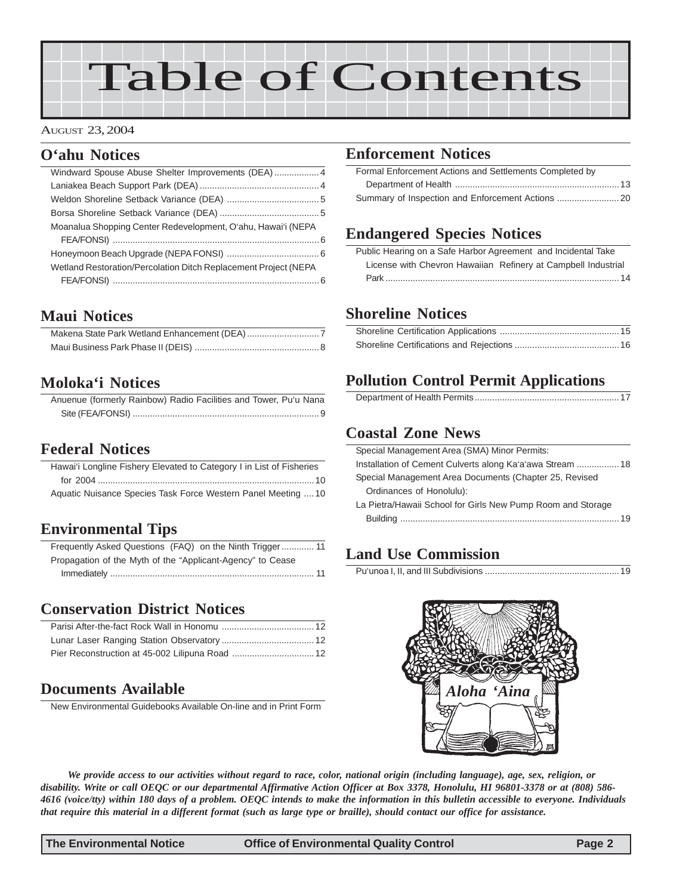# Table of Contents

AUGUST 23, 2004

## O'ahu Notices

- Windward Spouse Abuse Shelter Improvements (DEA) .................. 4
- Laniakea Beach Support Park (DEA) ................................................ 4
- Weldon Shoreline Setback Variance (DEA) ..................................... 5
- Borsa Shoreline Setback Variance (DEA) ......................................... 5
- Moanalua Shopping Center Redevelopment, O'ahu, Hawai'i (NEPA FEA/FONSI) .................................................................................. 6
- Honeymoon Beach Upgrade (NEPA FONSI) ..................................... 6
- Wetland Restoration/Percolation Ditch Replacement Project (NEPA FEA/FONSI) .................................................................................. 6

## Maui Notices

- Makena State Park Wetland Enhancement (DEA) ............................ 7
- Maui Business Park Phase II (DEIS) .................................................. 8

## Moloka'i Notices

- Anuenue (formerly Rainbow) Radio Facilities and Tower, Pu'u Nana Site (FEA/FONSI) ........................................................................... 9

## Federal Notices

- Hawai'i Longline Fishery Elevated to Category I in List of Fisheries for 2004 ....................................................................................... 10
- Aquatic Nuisance Species Task Force Western Panel Meeting .... 10

## Environmental Tips

- Frequently Asked Questions (FAQ) on the Ninth Trigger ............. 11
- Propagation of the Myth of the "Applicant-Agency" to Cease Immediately .................................................................................. 11

## Conservation District Notices

- Parisi After-the-fact Rock Wall in Honomu ..................................... 12
- Lunar Laser Ranging Station Observatory ..................................... 12
- Pier Reconstruction at 45-002 Lilipuna Road ................................. 12

## Documents Available

- New Environmental Guidebooks Available On-line and in Print Form

## Enforcement Notices

- Formal Enforcement Actions and Settlements Completed by Department of Health .................................................................. 13
- Summary of Inspection and Enforcement Actions ......................... 20

## Endangered Species Notices

- Public Hearing on a Safe Harbor Agreement and Incidental Take License with Chevron Hawaiian Refinery at Campbell Industrial Park ............................................................................................... 14

## Shoreline Notices

- Shoreline Certification Applications ................................................ 15
- Shoreline Certifications and Rejections .......................................... 16

## Pollution Control Permit Applications

- Department of Health Permits .......................................................... 17

## Coastal Zone News

- Special Management Area (SMA) Minor Permits:
- Installation of Cement Culverts along Ka'a'awa Stream ................. 18
- Special Management Area Documents (Chapter 25, Revised Ordinances of Honolulu):
- La Pietra/Hawaii School for Girls New Pump Room and Storage Building ........................................................................................ 19

## Land Use Commission

- Pu'unoa I, II, and III Subdivisions ...................................................... 19

*Aloha 'Aina*

***We provide access to our activities without regard to race, color, national origin (including language), age, sex, religion, or disability. Write or call OEQC or our departmental Affirmative Action Officer at Box 3378, Honolulu, HI 96801-3378 or at (808) 586-4616 (voice/tty) within 180 days of a problem. OEQC intends to make the information in this bulletin accessible to everyone. Individuals that require this material in a different format (such as large type or braille), should contact our office for assistance.***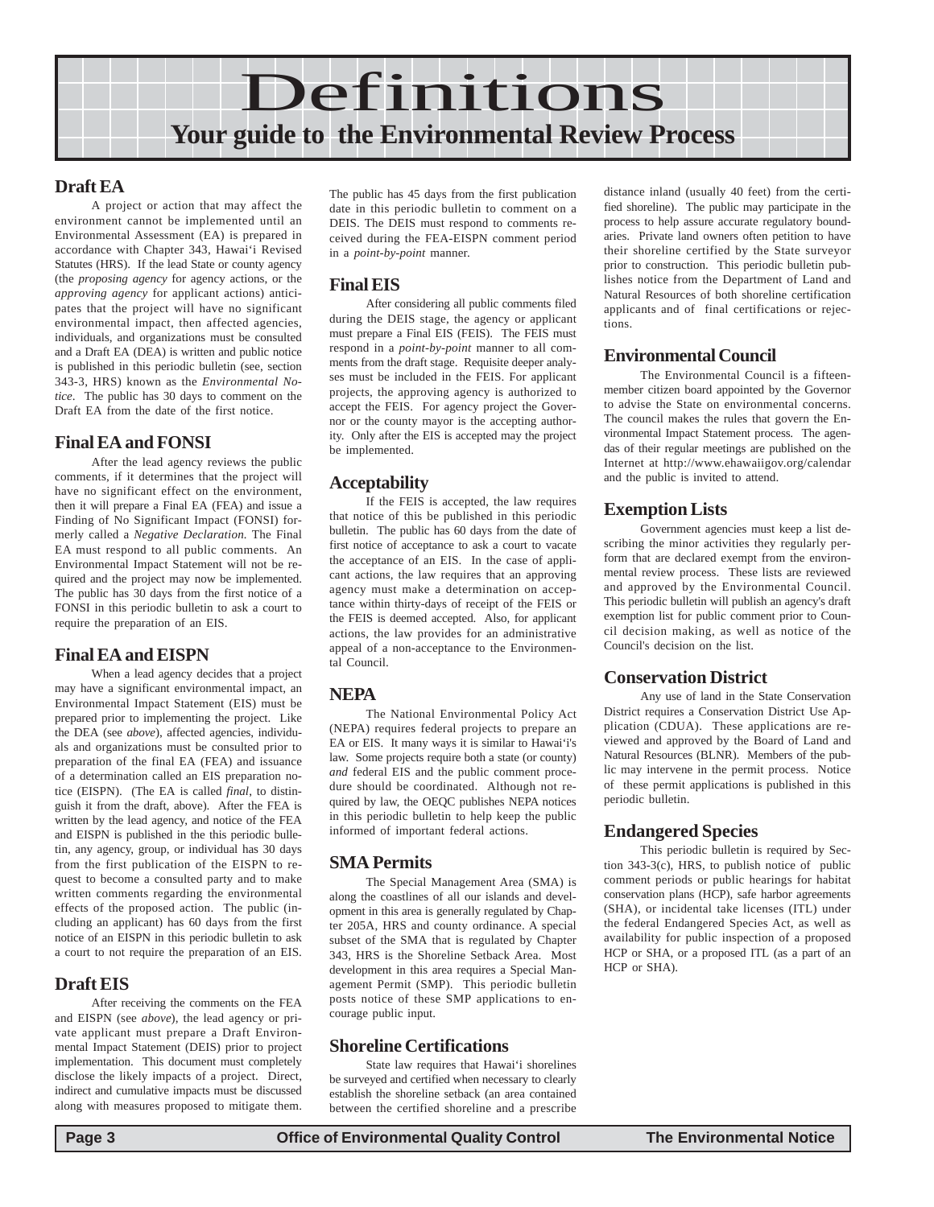# Definitions

## Your guide to the Environmental Review Process

### Draft EA

A project or action that may affect the environment cannot be implemented until an Environmental Assessment (EA) is prepared in accordance with Chapter 343, Hawai'i Revised Statutes (HRS). If the lead State or county agency (the *proposing agency* for agency actions, or the *approving agency* for applicant actions) anticipates that the project will have no significant environmental impact, then affected agencies, individuals, and organizations must be consulted and a Draft EA (DEA) is written and public notice is published in this periodic bulletin (see, section 343-3, HRS) known as the *Environmental Notice*. The public has 30 days to comment on the Draft EA from the date of the first notice.

### Final EA and FONSI

After the lead agency reviews the public comments, if it determines that the project will have no significant effect on the environment, then it will prepare a Final EA (FEA) and issue a Finding of No Significant Impact (FONSI) formerly called a *Negative Declaration*. The Final EA must respond to all public comments. An Environmental Impact Statement will not be required and the project may now be implemented. The public has 30 days from the first notice of a FONSI in this periodic bulletin to ask a court to require the preparation of an EIS.

### Final EA and EISPN

When a lead agency decides that a project may have a significant environmental impact, an Environmental Impact Statement (EIS) must be prepared prior to implementing the project. Like the DEA (see *above*), affected agencies, individuals and organizations must be consulted prior to preparation of the final EA (FEA) and issuance of a determination called an EIS preparation notice (EISPN). (The EA is called *final*, to distinguish it from the draft, above). After the FEA is written by the lead agency, and notice of the FEA and EISPN is published in the this periodic bulletin, any agency, group, or individual has 30 days from the first publication of the EISPN to request to become a consulted party and to make written comments regarding the environmental effects of the proposed action. The public (including an applicant) has 60 days from the first notice of an EISPN in this periodic bulletin to ask a court to not require the preparation of an EIS.

### Draft EIS

After receiving the comments on the FEA and EISPN (see *above*), the lead agency or private applicant must prepare a Draft Environmental Impact Statement (DEIS) prior to project implementation. This document must completely disclose the likely impacts of a project. Direct, indirect and cumulative impacts must be discussed along with measures proposed to mitigate them. The public has 45 days from the first publication date in this periodic bulletin to comment on a DEIS. The DEIS must respond to comments received during the FEA-EISPN comment period in a *point-by-point* manner.

### Final EIS

After considering all public comments filed during the DEIS stage, the agency or applicant must prepare a Final EIS (FEIS). The FEIS must respond in a *point-by-point* manner to all comments from the draft stage. Requisite deeper analyses must be included in the FEIS. For applicant projects, the approving agency is authorized to accept the FEIS. For agency project the Governor or the county mayor is the accepting authority. Only after the EIS is accepted may the project be implemented.

### Acceptability

If the FEIS is accepted, the law requires that notice of this be published in this periodic bulletin. The public has 60 days from the date of first notice of acceptance to ask a court to vacate the acceptance of an EIS. In the case of applicant actions, the law requires that an approving agency must make a determination on acceptance within thirty-days of receipt of the FEIS or the FEIS is deemed accepted. Also, for applicant actions, the law provides for an administrative appeal of a non-acceptance to the Environmental Council.

### NEPA

The National Environmental Policy Act (NEPA) requires federal projects to prepare an EA or EIS. It many ways it is similar to Hawai'i's law. Some projects require both a state (or county) *and* federal EIS and the public comment procedure should be coordinated. Although not required by law, the OEQC publishes NEPA notices in this periodic bulletin to help keep the public informed of important federal actions.

### SMA Permits

The Special Management Area (SMA) is along the coastlines of all our islands and development in this area is generally regulated by Chapter 205A, HRS and county ordinance. A special subset of the SMA that is regulated by Chapter 343, HRS is the Shoreline Setback Area. Most development in this area requires a Special Management Permit (SMP). This periodic bulletin posts notice of these SMP applications to encourage public input.

### Shoreline Certifications

State law requires that Hawai'i shorelines be surveyed and certified when necessary to clearly establish the shoreline setback (an area contained between the certified shoreline and a prescribe distance inland (usually 40 feet) from the certified shoreline). The public may participate in the process to help assure accurate regulatory boundaries. Private land owners often petition to have their shoreline certified by the State surveyor prior to construction. This periodic bulletin publishes notice from the Department of Land and Natural Resources of both shoreline certification applicants and of final certifications or rejections.

### Environmental Council

The Environmental Council is a fifteen-member citizen board appointed by the Governor to advise the State on environmental concerns. The council makes the rules that govern the Environmental Impact Statement process. The agendas of their regular meetings are published on the Internet at http://www.ehawaiigov.org/calendar and the public is invited to attend.

### Exemption Lists

Government agencies must keep a list describing the minor activities they regularly perform that are declared exempt from the environmental review process. These lists are reviewed and approved by the Environmental Council. This periodic bulletin will publish an agency's draft exemption list for public comment prior to Council decision making, as well as notice of the Council's decision on the list.

### Conservation District

Any use of land in the State Conservation District requires a Conservation District Use Application (CDUA). These applications are reviewed and approved by the Board of Land and Natural Resources (BLNR). Members of the public may intervene in the permit process. Notice of these permit applications is published in this periodic bulletin.

### Endangered Species

This periodic bulletin is required by Section 343-3(c), HRS, to publish notice of public comment periods or public hearings for habitat conservation plans (HCP), safe harbor agreements (SHA), or incidental take licenses (ITL) under the federal Endangered Species Act, as well as availability for public inspection of a proposed HCP or SHA, or a proposed ITL (as a part of an HCP or SHA).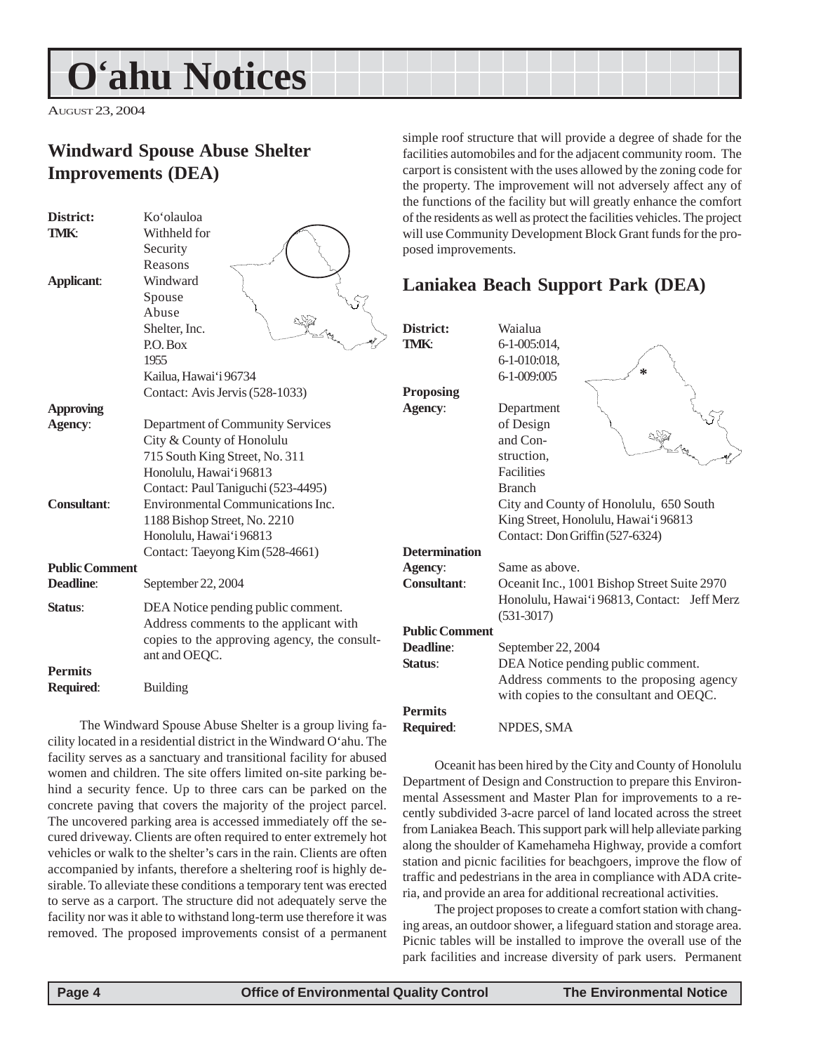# O'ahu Notices

AUGUST 23, 2004

## Windward Spouse Abuse Shelter Improvements (DEA)

**District:** Ko'olauloa

**TMK:** Withheld for Security Reasons

**Applicant:** Windward Spouse Abuse Shelter, Inc.
P.O. Box 1955
Kailua, Hawai'i 96734
Contact: Avis Jervis (528-1033)

**Approving Agency:** Department of Community Services
City & County of Honolulu
715 South King Street, No. 311
Honolulu, Hawai'i 96813
Contact: Paul Taniguchi (523-4495)

**Consultant:** Environmental Communications Inc.
1188 Bishop Street, No. 2210
Honolulu, Hawai'i 96813
Contact: Taeyong Kim (528-4661)

**Public Comment Deadline:** September 22, 2004

**Status:** DEA Notice pending public comment. Address comments to the applicant with copies to the approving agency, the consultant and OEQC.

**Permits Required:** Building

The Windward Spouse Abuse Shelter is a group living facility located in a residential district in the Windward O'ahu. The facility serves as a sanctuary and transitional facility for abused women and children. The site offers limited on-site parking behind a security fence. Up to three cars can be parked on the concrete paving that covers the majority of the project parcel. The uncovered parking area is accessed immediately off the secured driveway. Clients are often required to enter extremely hot vehicles or walk to the shelter's cars in the rain. Clients are often accompanied by infants, therefore a sheltering roof is highly desirable. To alleviate these conditions a temporary tent was erected to serve as a carport. The structure did not adequately serve the facility nor was it able to withstand long-term use therefore it was removed. The proposed improvements consist of a permanent simple roof structure that will provide a degree of shade for the facilities automobiles and for the adjacent community room. The carport is consistent with the uses allowed by the zoning code for the property. The improvement will not adversely affect any of the functions of the facility but will greatly enhance the comfort of the residents as well as protect the facilities vehicles. The project will use Community Development Block Grant funds for the proposed improvements.

## Laniakea Beach Support Park (DEA)

**District:** Waialua

**TMK:** 6-1-005:014, 6-1-010:018, 6-1-009:005

**Proposing Agency:** Department of Design and Construction, Facilities Branch
City and County of Honolulu, 650 South King Street, Honolulu, Hawai'i 96813
Contact: Don Griffin (527-6324)

**Determination Agency:** Same as above.

**Consultant:** Oceanit Inc., 1001 Bishop Street Suite 2970 Honolulu, Hawai'i 96813, Contact: Jeff Merz (531-3017)

**Public Comment Deadline:** September 22, 2004

**Status:** DEA Notice pending public comment. Address comments to the proposing agency with copies to the consultant and OEQC.

**Permits Required:** NPDES, SMA

Oceanit has been hired by the City and County of Honolulu Department of Design and Construction to prepare this Environmental Assessment and Master Plan for improvements to a recently subdivided 3-acre parcel of land located across the street from Laniakea Beach. This support park will help alleviate parking along the shoulder of Kamehameha Highway, provide a comfort station and picnic facilities for beachgoers, improve the flow of traffic and pedestrians in the area in compliance with ADA criteria, and provide an area for additional recreational activities.

The project proposes to create a comfort station with changing areas, an outdoor shower, a lifeguard station and storage area. Picnic tables will be installed to improve the overall use of the park facilities and increase diversity of park users. Permanent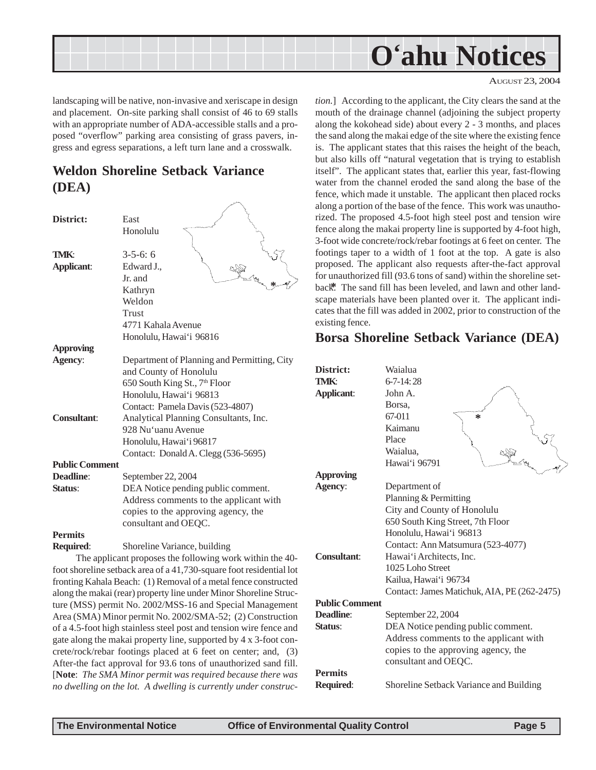landscaping will be native, non-invasive and xeriscape in design and placement. On-site parking shall consist of 46 to 69 stalls with an appropriate number of ADA-accessible stalls and a proposed "overflow" parking area consisting of grass pavers, ingress and egress separations, a left turn lane and a crosswalk.

## Weldon Shoreline Setback Variance (DEA)

**District:** East Honolulu

**TMK:** 3-5-6: 6

**Applicant:** Edward J., Jr. and Kathryn Weldon Trust
4771 Kahala Avenue
Honolulu, Hawai'i 96816

**Approving Agency:** Department of Planning and Permitting, City and County of Honolulu
650 South King St., 7th Floor
Honolulu, Hawai'i 96813
Contact: Pamela Davis (523-4807)

**Consultant:** Analytical Planning Consultants, Inc.
928 Nu'uanu Avenue
Honolulu, Hawai'i 96817
Contact: Donald A. Clegg (536-5695)

**Public Comment Deadline:** September 22, 2004

**Status:** DEA Notice pending public comment. Address comments to the applicant with copies to the approving agency, the consultant and OEQC.

**Permits Required:** Shoreline Variance, building

The applicant proposes the following work within the 40-foot shoreline setback area of a 41,730-square foot residential lot fronting Kahala Beach: (1) Removal of a metal fence constructed along the makai (rear) property line under Minor Shoreline Structure (MSS) permit No. 2002/MSS-16 and Special Management Area (SMA) Minor permit No. 2002/SMA-52; (2) Construction of a 4.5-foot high stainless steel post and tension wire fence and gate along the makai property line, supported by 4 x 3-foot concrete/rock/rebar footings placed at 6 feet on center; and, (3) After-the fact approval for 93.6 tons of unauthorized sand fill. [**Note**: *The SMA Minor permit was required because there was no dwelling on the lot. A dwelling is currently under construction.*] According to the applicant, the City clears the sand at the mouth of the drainage channel (adjoining the subject property along the kokohead side) about every 2 - 3 months, and places the sand along the makai edge of the site where the existing fence is. The applicant states that this raises the height of the beach, but also kills off "natural vegetation that is trying to establish itself". The applicant states that, earlier this year, fast-flowing water from the channel eroded the sand along the base of the fence, which made it unstable. The applicant then placed rocks along a portion of the base of the fence. This work was unauthorized. The proposed 4.5-foot high steel post and tension wire fence along the makai property line is supported by 4-foot high, 3-foot wide concrete/rock/rebar footings at 6 feet on center. The footings taper to a width of 1 foot at the top. A gate is also proposed. The applicant also requests after-the-fact approval for unauthorized fill (93.6 tons of sand) within the shoreline setback. The sand fill has been leveled, and lawn and other landscape materials have been planted over it. The applicant indicates that the fill was added in 2002, prior to construction of the existing fence.

## Borsa Shoreline Setback Variance (DEA)

**District:** Waialua

**TMK:** 6-7-14: 28

**Applicant:** John A. Borsa,
67-011 Kaimanu Place
Waialua, Hawai'i 96791

**Approving Agency:** Department of Planning & Permitting
City and County of Honolulu
650 South King Street, 7th Floor
Honolulu, Hawai'i 96813
Contact: Ann Matsumura (523-4077)

**Consultant:** Hawai'i Architects, Inc.
1025 Loho Street
Kailua, Hawai'i 96734
Contact: James Matichuk, AIA, PE (262-2475)

**Public Comment Deadline:** September 22, 2004

**Status:** DEA Notice pending public comment. Address comments to the applicant with copies to the approving agency, the consultant and OEQC.

**Permits Required:** Shoreline Setback Variance and Building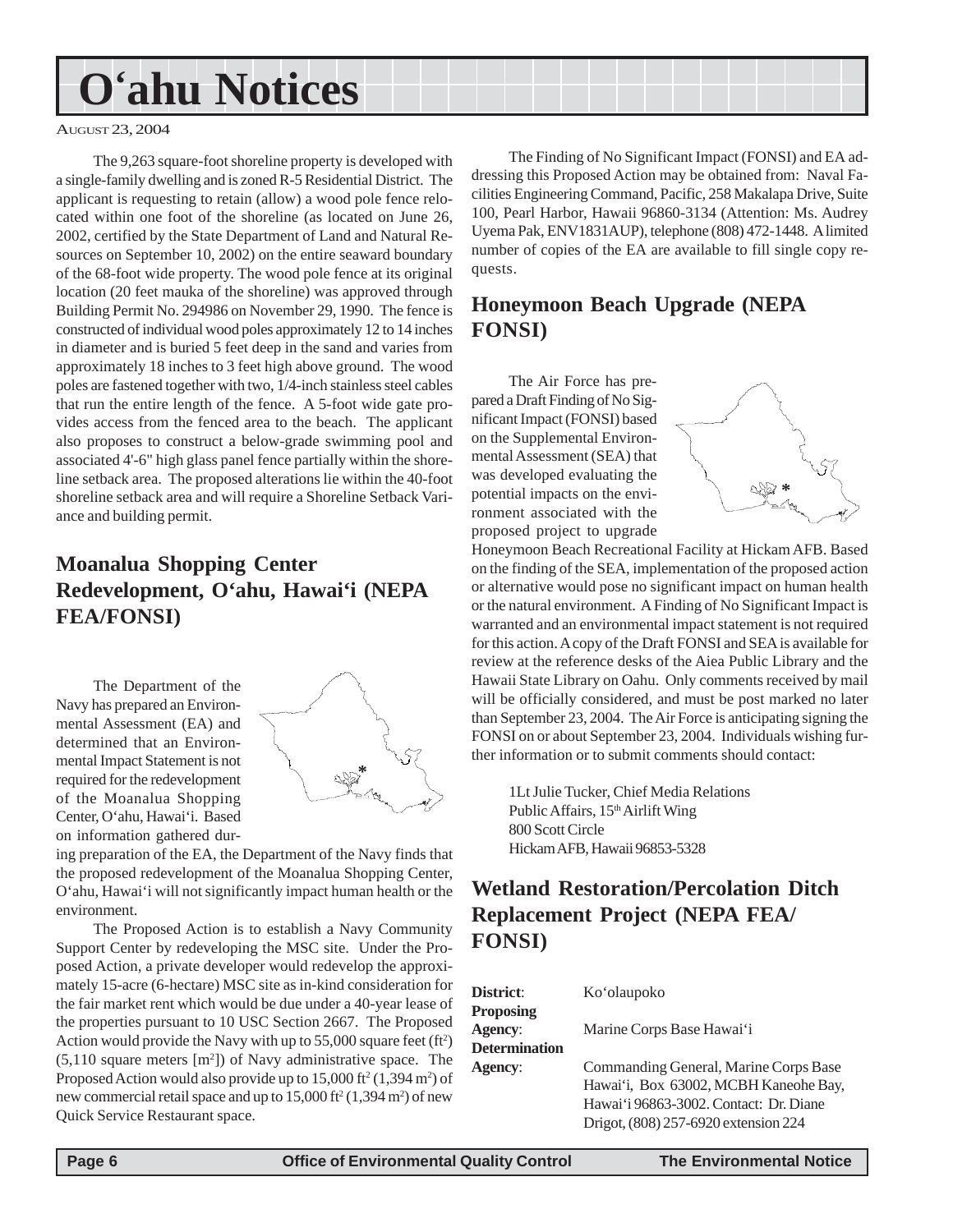# O'ahu Notices

AUGUST 23, 2004

The 9,263 square-foot shoreline property is developed with a single-family dwelling and is zoned R-5 Residential District. The applicant is requesting to retain (allow) a wood pole fence relocated within one foot of the shoreline (as located on June 26, 2002, certified by the State Department of Land and Natural Resources on September 10, 2002) on the entire seaward boundary of the 68-foot wide property. The wood pole fence at its original location (20 feet mauka of the shoreline) was approved through Building Permit No. 294986 on November 29, 1990. The fence is constructed of individual wood poles approximately 12 to 14 inches in diameter and is buried 5 feet deep in the sand and varies from approximately 18 inches to 3 feet high above ground. The wood poles are fastened together with two, 1/4-inch stainless steel cables that run the entire length of the fence. A 5-foot wide gate provides access from the fenced area to the beach. The applicant also proposes to construct a below-grade swimming pool and associated 4'-6" high glass panel fence partially within the shoreline setback area. The proposed alterations lie within the 40-foot shoreline setback area and will require a Shoreline Setback Variance and building permit.

## Moanalua Shopping Center Redevelopment, O'ahu, Hawai'i (NEPA FEA/FONSI)

The Department of the Navy has prepared an Environmental Assessment (EA) and determined that an Environmental Impact Statement is not required for the redevelopment of the Moanalua Shopping Center, O'ahu, Hawai'i. Based on information gathered during preparation of the EA, the Department of the Navy finds that the proposed redevelopment of the Moanalua Shopping Center, O'ahu, Hawai'i will not significantly impact human health or the environment.

The Proposed Action is to establish a Navy Community Support Center by redeveloping the MSC site. Under the Proposed Action, a private developer would redevelop the approximately 15-acre (6-hectare) MSC site as in-kind consideration for the fair market rent which would be due under a 40-year lease of the properties pursuant to 10 USC Section 2667. The Proposed Action would provide the Navy with up to 55,000 square feet ($ft^2$) (5,110 square meters [$m^2$]) of Navy administrative space. The Proposed Action would also provide up to 15,000 $ft^2$ (1,394 $m^2$) of new commercial retail space and up to 15,000 $ft^2$ (1,394 $m^2$) of new Quick Service Restaurant space.

The Finding of No Significant Impact (FONSI) and EA addressing this Proposed Action may be obtained from: Naval Facilities Engineering Command, Pacific, 258 Makalapa Drive, Suite 100, Pearl Harbor, Hawaii 96860-3134 (Attention: Ms. Audrey Uyema Pak, ENV1831AUP), telephone (808) 472-1448. A limited number of copies of the EA are available to fill single copy requests.

## Honeymoon Beach Upgrade (NEPA FONSI)

The Air Force has prepared a Draft Finding of No Significant Impact (FONSI) based on the Supplemental Environmental Assessment (SEA) that was developed evaluating the potential impacts on the environment associated with the proposed project to upgrade Honeymoon Beach Recreational Facility at Hickam AFB. Based on the finding of the SEA, implementation of the proposed action or alternative would pose no significant impact on human health or the natural environment. A Finding of No Significant Impact is warranted and an environmental impact statement is not required for this action. A copy of the Draft FONSI and SEA is available for review at the reference desks of the Aiea Public Library and the Hawaii State Library on Oahu. Only comments received by mail will be officially considered, and must be post marked no later than September 23, 2004. The Air Force is anticipating signing the FONSI on or about September 23, 2004. Individuals wishing further information or to submit comments should contact:

1Lt Julie Tucker, Chief Media Relations
Public Affairs, 15th Airlift Wing
800 Scott Circle
Hickam AFB, Hawaii 96853-5328

## Wetland Restoration/Percolation Ditch Replacement Project (NEPA FEA/ FONSI)

**District**: Ko'olaupoko

**Proposing Agency**: Marine Corps Base Hawai'i

**Determination Agency**: Commanding General, Marine Corps Base Hawai'i, Box 63002, MCBH Kaneohe Bay, Hawai'i 96863-3002. Contact: Dr. Diane Drigot, (808) 257-6920 extension 224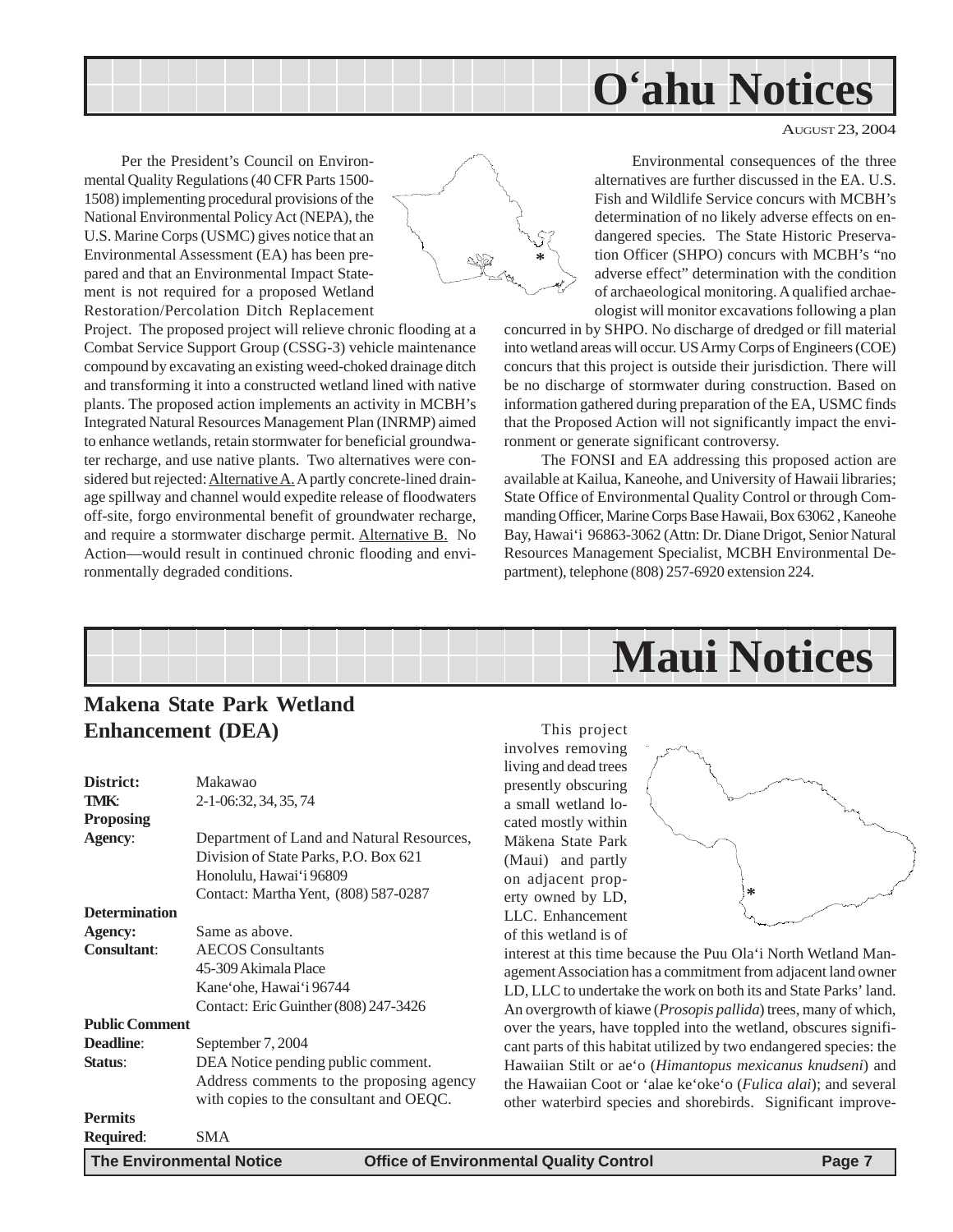# O'ahu Notices

AUGUST 23, 2004

Per the President's Council on Environmental Quality Regulations (40 CFR Parts 1500-1508) implementing procedural provisions of the National Environmental Policy Act (NEPA), the U.S. Marine Corps (USMC) gives notice that an Environmental Assessment (EA) has been prepared and that an Environmental Impact Statement is not required for a proposed Wetland Restoration/Percolation Ditch Replacement Project. The proposed project will relieve chronic flooding at a Combat Service Support Group (CSSG-3) vehicle maintenance compound by excavating an existing weed-choked drainage ditch and transforming it into a constructed wetland lined with native plants. The proposed action implements an activity in MCBH's Integrated Natural Resources Management Plan (INRMP) aimed to enhance wetlands, retain stormwater for beneficial groundwater recharge, and use native plants. Two alternatives were considered but rejected: Alternative A. A partly concrete-lined drainage spillway and channel would expedite release of floodwaters off-site, forgo environmental benefit of groundwater recharge, and require a stormwater discharge permit. Alternative B. No Action—would result in continued chronic flooding and environmentally degraded conditions.

Environmental consequences of the three alternatives are further discussed in the EA. U.S. Fish and Wildlife Service concurs with MCBH's determination of no likely adverse effects on endangered species. The State Historic Preservation Officer (SHPO) concurs with MCBH's "no adverse effect" determination with the condition of archaeological monitoring. A qualified archaeologist will monitor excavations following a plan concurred in by SHPO. No discharge of dredged or fill material into wetland areas will occur. US Army Corps of Engineers (COE) concurs that this project is outside their jurisdiction. There will be no discharge of stormwater during construction. Based on information gathered during preparation of the EA, USMC finds that the Proposed Action will not significantly impact the environment or generate significant controversy.

The FONSI and EA addressing this proposed action are available at Kailua, Kaneohe, and University of Hawaii libraries; State Office of Environmental Quality Control or through Commanding Officer, Marine Corps Base Hawaii, Box 63062 , Kaneohe Bay, Hawai'i 96863-3062 (Attn: Dr. Diane Drigot, Senior Natural Resources Management Specialist, MCBH Environmental Department), telephone (808) 257-6920 extension 224.

# Maui Notices

## Makena State Park Wetland Enhancement (DEA)

**District:** Makawao
**TMK:** 2-1-06:32, 34, 35, 74
**Proposing Agency:** Department of Land and Natural Resources, Division of State Parks, P.O. Box 621 Honolulu, Hawai'i 96809
Contact: Martha Yent, (808) 587-0287
**Determination Agency:** Same as above.
**Consultant:** AECOS Consultants
45-309 Akimala Place
Kane'ohe, Hawai'i 96744
Contact: Eric Guinther (808) 247-3426
**Public Comment Deadline:** September 7, 2004
**Status:** DEA Notice pending public comment. Address comments to the proposing agency with copies to the consultant and OEQC.
**Permits Required:** SMA

This project involves removing living and dead trees presently obscuring a small wetland located mostly within Mäkena State Park (Maui) and partly on adjacent property owned by LD, LLC. Enhancement of this wetland is of interest at this time because the Puu Ola'i North Wetland Management Association has a commitment from adjacent land owner LD, LLC to undertake the work on both its and State Parks' land. An overgrowth of kiawe (*Prosopis pallida*) trees, many of which, over the years, have toppled into the wetland, obscures significant parts of this habitat utilized by two endangered species: the Hawaiian Stilt or ae'o (*Himantopus mexicanus knudseni*) and the Hawaiian Coot or 'alae ke'oke'o (*Fulica alai*); and several other waterbird species and shorebirds. Significant improve-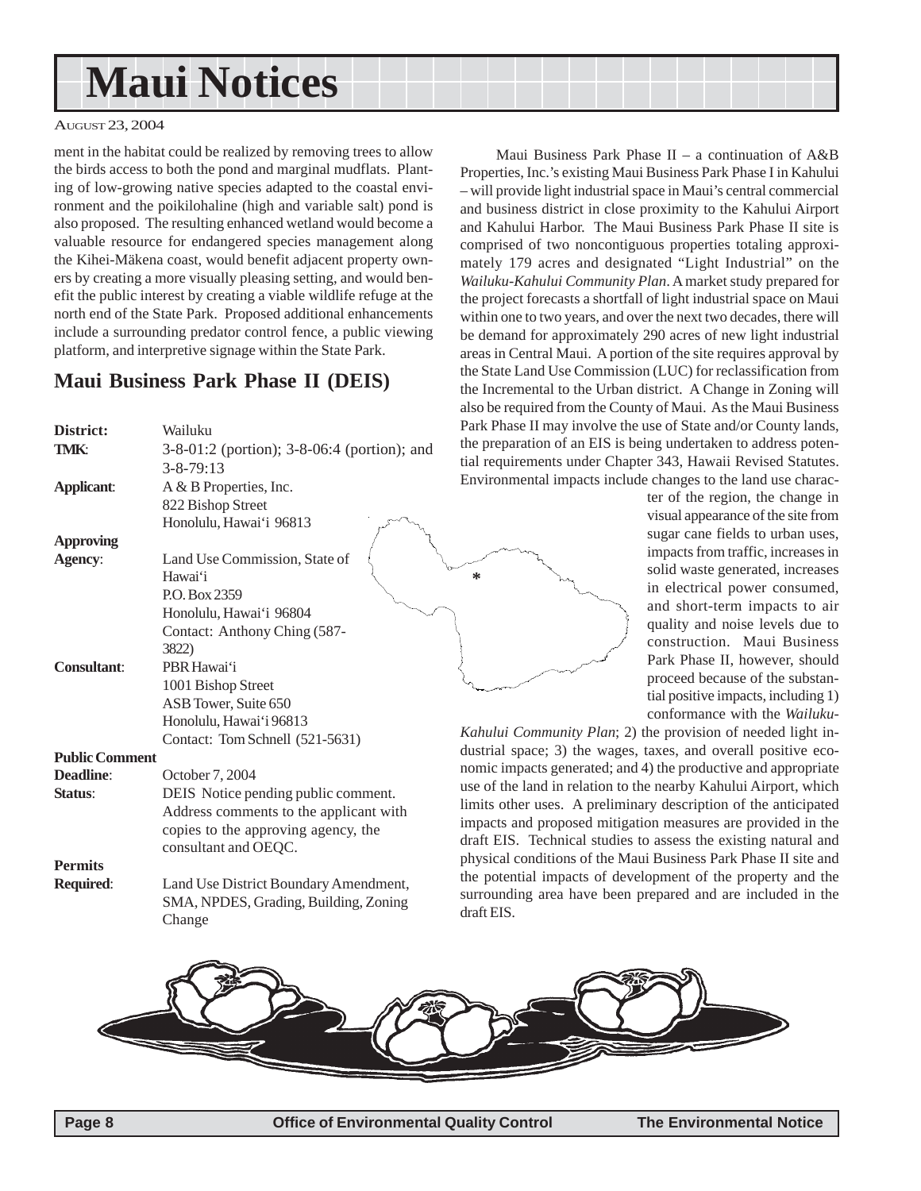ment in the habitat could be realized by removing trees to allow the birds access to both the pond and marginal mudflats. Planting of low-growing native species adapted to the coastal environment and the poikilohaline (high and variable salt) pond is also proposed. The resulting enhanced wetland would become a valuable resource for endangered species management along the Kihei-Mäkena coast, would benefit adjacent property owners by creating a more visually pleasing setting, and would benefit the public interest by creating a viable wildlife refuge at the north end of the State Park. Proposed additional enhancements include a surrounding predator control fence, a public viewing platform, and interpretive signage within the State Park.

## Maui Business Park Phase II (DEIS)

**District:** Wailuku
**TMK:** 3-8-01:2 (portion); 3-8-06:4 (portion); and 3-8-79:13
**Applicant:** A & B Properties, Inc.
822 Bishop Street
Honolulu, Hawai'i 96813
**Approving Agency:** Land Use Commission, State of Hawai'i
P.O. Box 2359
Honolulu, Hawai'i 96804
Contact: Anthony Ching (587-3822)
**Consultant:** PBR Hawai'i
1001 Bishop Street
ASB Tower, Suite 650
Honolulu, Hawai'i 96813
Contact: Tom Schnell (521-5631)
**Public Comment Deadline:** October 7, 2004
**Status:** DEIS Notice pending public comment. Address comments to the applicant with copies to the approving agency, the consultant and OEQC.
**Permits Required:** Land Use District Boundary Amendment, SMA, NPDES, Grading, Building, Zoning Change

Maui Business Park Phase II – a continuation of A&B Properties, Inc.'s existing Maui Business Park Phase I in Kahului – will provide light industrial space in Maui's central commercial and business district in close proximity to the Kahului Airport and Kahului Harbor. The Maui Business Park Phase II site is comprised of two noncontiguous properties totaling approximately 179 acres and designated "Light Industrial" on the *Wailuku-Kahului Community Plan*. A market study prepared for the project forecasts a shortfall of light industrial space on Maui within one to two years, and over the next two decades, there will be demand for approximately 290 acres of new light industrial areas in Central Maui. A portion of the site requires approval by the State Land Use Commission (LUC) for reclassification from the Incremental to the Urban district. A Change in Zoning will also be required from the County of Maui. As the Maui Business Park Phase II may involve the use of State and/or County lands, the preparation of an EIS is being undertaken to address potential requirements under Chapter 343, Hawaii Revised Statutes. Environmental impacts include changes to the land use character of the region, the change in visual appearance of the site from sugar cane fields to urban uses, impacts from traffic, increases in solid waste generated, increases in electrical power consumed, and short-term impacts to air quality and noise levels due to construction. Maui Business Park Phase II, however, should proceed because of the substantial positive impacts, including 1) conformance with the *Wailuku-Kahului Community Plan*; 2) the provision of needed light industrial space; 3) the wages, taxes, and overall positive economic impacts generated; and 4) the productive and appropriate use of the land in relation to the nearby Kahului Airport, which limits other uses. A preliminary description of the anticipated impacts and proposed mitigation measures are provided in the draft EIS. Technical studies to assess the existing natural and physical conditions of the Maui Business Park Phase II site and the potential impacts of development of the property and the surrounding area have been prepared and are included in the draft EIS.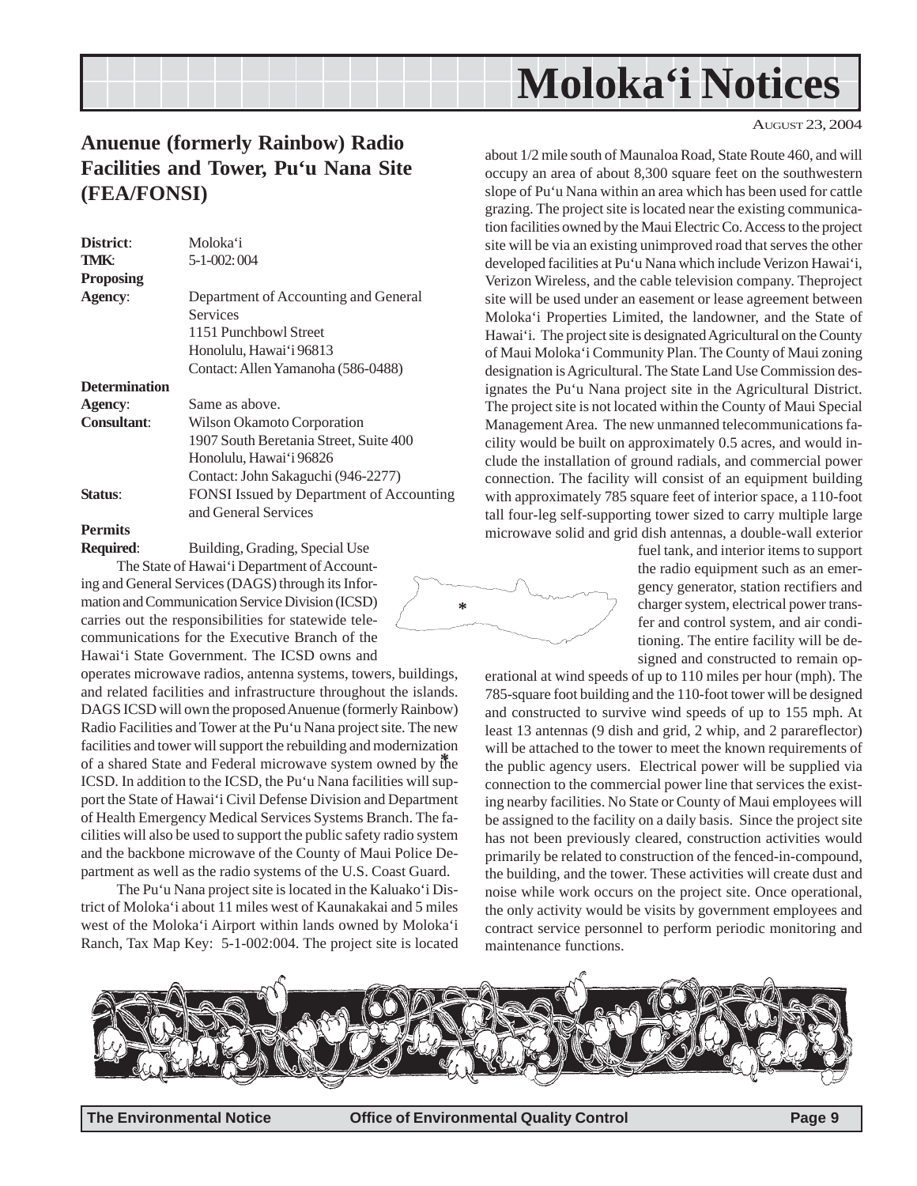# Moloka'i Notices

AUGUST 23, 2004

## Anuenue (formerly Rainbow) Radio Facilities and Tower, Pu'u Nana Site (FEA/FONSI)

**District**: Moloka'i

**TMK**: 5-1-002: 004

**Proposing Agency**: Department of Accounting and General Services
1151 Punchbowl Street
Honolulu, Hawai'i 96813
Contact: Allen Yamanoha (586-0488)

**Determination Agency**: Same as above.

**Consultant**: Wilson Okamoto Corporation
1907 South Beretania Street, Suite 400
Honolulu, Hawai'i 96826
Contact: John Sakaguchi (946-2277)

**Status**: FONSI Issued by Department of Accounting and General Services

**Permits Required**: Building, Grading, Special Use

The State of Hawai'i Department of Accounting and General Services (DAGS) through its Information and Communication Service Division (ICSD) carries out the responsibilities for statewide telecommunications for the Executive Branch of the Hawai'i State Government. The ICSD owns and operates microwave radios, antenna systems, towers, buildings, and related facilities and infrastructure throughout the islands. DAGS ICSD will own the proposed Anuenue (formerly Rainbow) Radio Facilities and Tower at the Pu'u Nana project site. The new facilities and tower will support the rebuilding and modernization of a shared State and Federal microwave system owned by the ICSD. In addition to the ICSD, the Pu'u Nana facilities will support the State of Hawai'i Civil Defense Division and Department of Health Emergency Medical Services Systems Branch. The facilities will also be used to support the public safety radio system and the backbone microwave of the County of Maui Police Department as well as the radio systems of the U.S. Coast Guard.

The Pu'u Nana project site is located in the Kaluako'i District of Moloka'i about 11 miles west of Kaunakakai and 5 miles west of the Moloka'i Airport within lands owned by Moloka'i Ranch, Tax Map Key: 5-1-002:004. The project site is located about 1/2 mile south of Maunaloa Road, State Route 460, and will occupy an area of about 8,300 square feet on the southwestern slope of Pu'u Nana within an area which has been used for cattle grazing. The project site is located near the existing communication facilities owned by the Maui Electric Co. Access to the project site will be via an existing unimproved road that serves the other developed facilities at Pu'u Nana which include Verizon Hawai'i, Verizon Wireless, and the cable television company. Theproject site will be used under an easement or lease agreement between Moloka'i Properties Limited, the landowner, and the State of Hawai'i. The project site is designated Agricultural on the County of Maui Moloka'i Community Plan. The County of Maui zoning designation is Agricultural. The State Land Use Commission designates the Pu'u Nana project site in the Agricultural District. The project site is not located within the County of Maui Special Management Area. The new unmanned telecommunications facility would be built on approximately 0.5 acres, and would include the installation of ground radials, and commercial power connection. The facility will consist of an equipment building with approximately 785 square feet of interior space, a 110-foot tall four-leg self-supporting tower sized to carry multiple large microwave solid and grid dish antennas, a double-wall exterior fuel tank, and interior items to support the radio equipment such as an emergency generator, station rectifiers and charger system, electrical power transfer and control system, and air conditioning. The entire facility will be designed and constructed to remain operational at wind speeds of up to 110 miles per hour (mph). The 785-square foot building and the 110-foot tower will be designed and constructed to survive wind speeds of up to 155 mph. At least 13 antennas (9 dish and grid, 2 whip, and 2 parareflector) will be attached to the tower to meet the known requirements of the public agency users. Electrical power will be supplied via connection to the commercial power line that services the existing nearby facilities. No State or County of Maui employees will be assigned to the facility on a daily basis. Since the project site has not been previously cleared, construction activities would primarily be related to construction of the fenced-in-compound, the building, and the tower. These activities will create dust and noise while work occurs on the project site. Once operational, the only activity would be visits by government employees and contract service personnel to perform periodic monitoring and maintenance functions.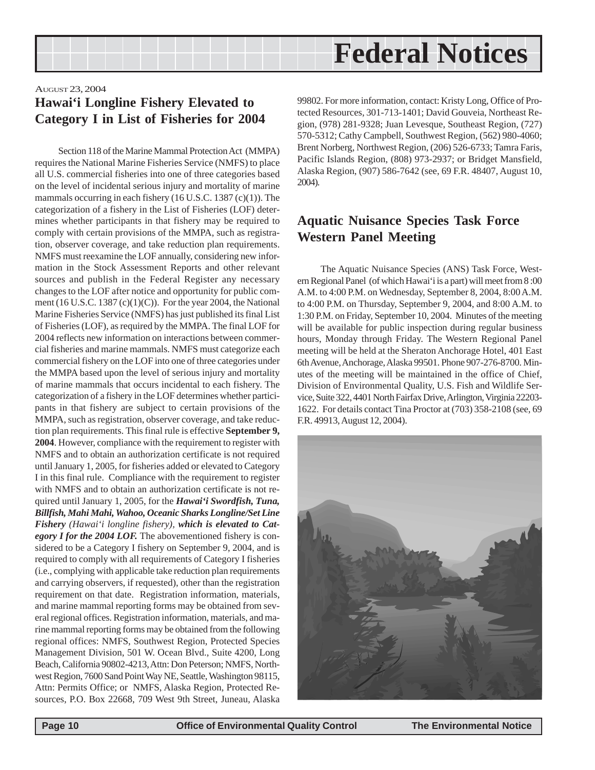# Federal Notices

AUGUST 23, 2004

## Hawai'i Longline Fishery Elevated to Category I in List of Fisheries for 2004

Section 118 of the Marine Mammal Protection Act (MMPA) requires the National Marine Fisheries Service (NMFS) to place all U.S. commercial fisheries into one of three categories based on the level of incidental serious injury and mortality of marine mammals occurring in each fishery (16 U.S.C. 1387 (c)(1)). The categorization of a fishery in the List of Fisheries (LOF) determines whether participants in that fishery may be required to comply with certain provisions of the MMPA, such as registration, observer coverage, and take reduction plan requirements. NMFS must reexamine the LOF annually, considering new information in the Stock Assessment Reports and other relevant sources and publish in the Federal Register any necessary changes to the LOF after notice and opportunity for public comment (16 U.S.C. 1387 (c)(1)(C)). For the year 2004, the National Marine Fisheries Service (NMFS) has just published its final List of Fisheries (LOF), as required by the MMPA. The final LOF for 2004 reflects new information on interactions between commercial fisheries and marine mammals. NMFS must categorize each commercial fishery on the LOF into one of three categories under the MMPA based upon the level of serious injury and mortality of marine mammals that occurs incidental to each fishery. The categorization of a fishery in the LOF determines whether participants in that fishery are subject to certain provisions of the MMPA, such as registration, observer coverage, and take reduction plan requirements. This final rule is effective **September 9, 2004**. However, compliance with the requirement to register with NMFS and to obtain an authorization certificate is not required until January 1, 2005, for fisheries added or elevated to Category I in this final rule. Compliance with the requirement to register with NMFS and to obtain an authorization certificate is not required until January 1, 2005, for the ***Hawai'i Swordfish, Tuna, Billfish, Mahi Mahi, Wahoo, Oceanic Sharks Longline/Set Line Fishery*** *(Hawai'i longline fishery),* ***which is elevated to Category I for the 2004 LOF.*** The abovementioned fishery is considered to be a Category I fishery on September 9, 2004, and is required to comply with all requirements of Category I fisheries (i.e., complying with applicable take reduction plan requirements and carrying observers, if requested), other than the registration requirement on that date. Registration information, materials, and marine mammal reporting forms may be obtained from several regional offices. Registration information, materials, and marine mammal reporting forms may be obtained from the following regional offices: NMFS, Southwest Region, Protected Species Management Division, 501 W. Ocean Blvd., Suite 4200, Long Beach, California 90802-4213, Attn: Don Peterson; NMFS, Northwest Region, 7600 Sand Point Way NE, Seattle, Washington 98115, Attn: Permits Office; or NMFS, Alaska Region, Protected Resources, P.O. Box 22668, 709 West 9th Street, Juneau, Alaska 99802. For more information, contact: Kristy Long, Office of Protected Resources, 301-713-1401; David Gouveia, Northeast Region, (978) 281-9328; Juan Levesque, Southeast Region, (727) 570-5312; Cathy Campbell, Southwest Region, (562) 980-4060; Brent Norberg, Northwest Region, (206) 526-6733; Tamra Faris, Pacific Islands Region, (808) 973-2937; or Bridget Mansfield, Alaska Region, (907) 586-7642 (see, 69 F.R. 48407, August 10, 2004).

## Aquatic Nuisance Species Task Force Western Panel Meeting

The Aquatic Nuisance Species (ANS) Task Force, Western Regional Panel (of which Hawai'i is a part) will meet from 8 :00 A.M. to 4:00 P.M. on Wednesday, September 8, 2004, 8:00 A.M. to 4:00 P.M. on Thursday, September 9, 2004, and 8:00 A.M. to 1:30 P.M. on Friday, September 10, 2004. Minutes of the meeting will be available for public inspection during regular business hours, Monday through Friday. The Western Regional Panel meeting will be held at the Sheraton Anchorage Hotel, 401 East 6th Avenue, Anchorage, Alaska 99501. Phone 907-276-8700. Minutes of the meeting will be maintained in the office of Chief, Division of Environmental Quality, U.S. Fish and Wildlife Service, Suite 322, 4401 North Fairfax Drive, Arlington, Virginia 22203-1622. For details contact Tina Proctor at (703) 358-2108 (see, 69 F.R. 49913, August 12, 2004).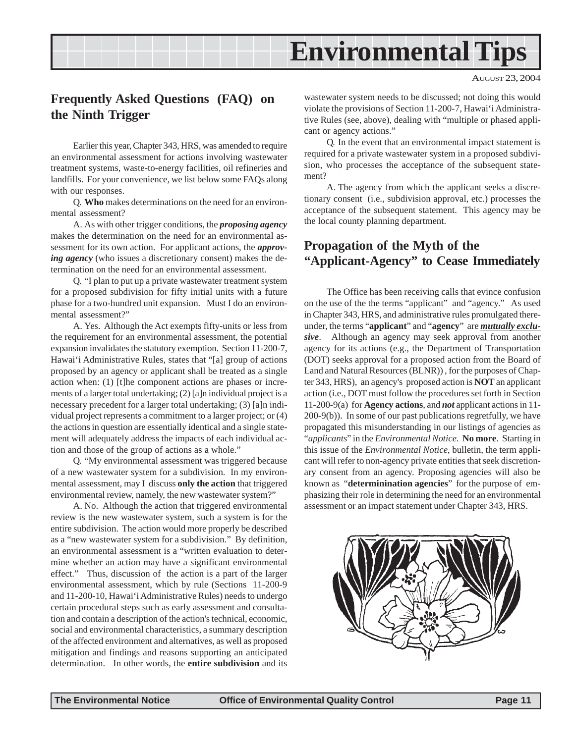# Environmental Tips

AUGUST 23, 2004

## Frequently Asked Questions (FAQ) on the Ninth Trigger

Earlier this year, Chapter 343, HRS, was amended to require an environmental assessment for actions involving wastewater treatment systems, waste-to-energy facilities, oil refineries and landfills. For your convenience, we list below some FAQs along with our responses.

Q. **Who** makes determinations on the need for an environmental assessment?

A. As with other trigger conditions, the ***proposing agency*** makes the determination on the need for an environmental assessment for its own action. For applicant actions, the ***approving agency*** (who issues a discretionary consent) makes the determination on the need for an environmental assessment.

Q. "I plan to put up a private wastewater treatment system for a proposed subdivision for fifty initial units with a future phase for a two-hundred unit expansion. Must I do an environmental assessment?"

A. Yes. Although the Act exempts fifty-units or less from the requirement for an environmental assessment, the potential expansion invalidates the statutory exemption. Section 11-200-7, Hawai'i Administrative Rules, states that "[a] group of actions proposed by an agency or applicant shall be treated as a single action when: (1) [t]he component actions are phases or increments of a larger total undertaking; (2) [a]n individual project is a necessary precedent for a larger total undertaking; (3) [a]n individual project represents a commitment to a larger project; or (4) the actions in question are essentially identical and a single statement will adequately address the impacts of each individual action and those of the group of actions as a whole."

Q. "My environmental assessment was triggered because of a new wastewater system for a subdivision. In my environmental assessment, may I discuss **only the action** that triggered environmental review, namely, the new wastewater system?"

A. No. Although the action that triggered environmental review is the new wastewater system, such a system is for the entire subdivision. The action would more properly be described as a "new wastewater system for a subdivision." By definition, an environmental assessment is a "written evaluation to determine whether an action may have a significant environmental effect." Thus, discussion of the action is a part of the larger environmental assessment, which by rule (Sections 11-200-9 and 11-200-10, Hawai'i Administrative Rules) needs to undergo certain procedural steps such as early assessment and consultation and contain a description of the action's technical, economic, social and environmental characteristics, a summary description of the affected environment and alternatives, as well as proposed mitigation and findings and reasons supporting an anticipated determination. In other words, the **entire subdivision** and its wastewater system needs to be discussed; not doing this would violate the provisions of Section 11-200-7, Hawai'i Administrative Rules (see, above), dealing with "multiple or phased applicant or agency actions."

Q. In the event that an environmental impact statement is required for a private wastewater system in a proposed subdivision, who processes the acceptance of the subsequent statement?

A. The agency from which the applicant seeks a discretionary consent (i.e., subdivision approval, etc.) processes the acceptance of the subsequent statement. This agency may be the local county planning department.

## Propagation of the Myth of the "Applicant-Agency" to Cease Immediately

The Office has been receiving calls that evince confusion on the use of the the terms "applicant" and "agency." As used in Chapter 343, HRS, and administrative rules promulgated thereunder, the terms "**applicant**" and "**agency**" are ***mutually exclusive***. Although an agency may seek approval from another agency for its actions (e.g., the Department of Transportation (DOT) seeks approval for a proposed action from the Board of Land and Natural Resources (BLNR)) , for the purposes of Chapter 343, HRS), an agency's proposed action is **NOT** an applicant action (i.e., DOT must follow the procedures set forth in Section 11-200-9(a) for **Agency actions**, and ***not*** applicant actions in 11-200-9(b)). In some of our past publications regretfully, we have propagated this misunderstanding in our listings of agencies as "*applicants*" in the *Environmental Notice.* **No more**. Starting in this issue of the *Environmental Notice*, bulletin, the term applicant will refer to non-agency private entities that seek discretionary consent from an agency. Proposing agencies will also be known as "**determinination agencies**" for the purpose of emphasizing their role in determining the need for an environmental assessment or an impact statement under Chapter 343, HRS.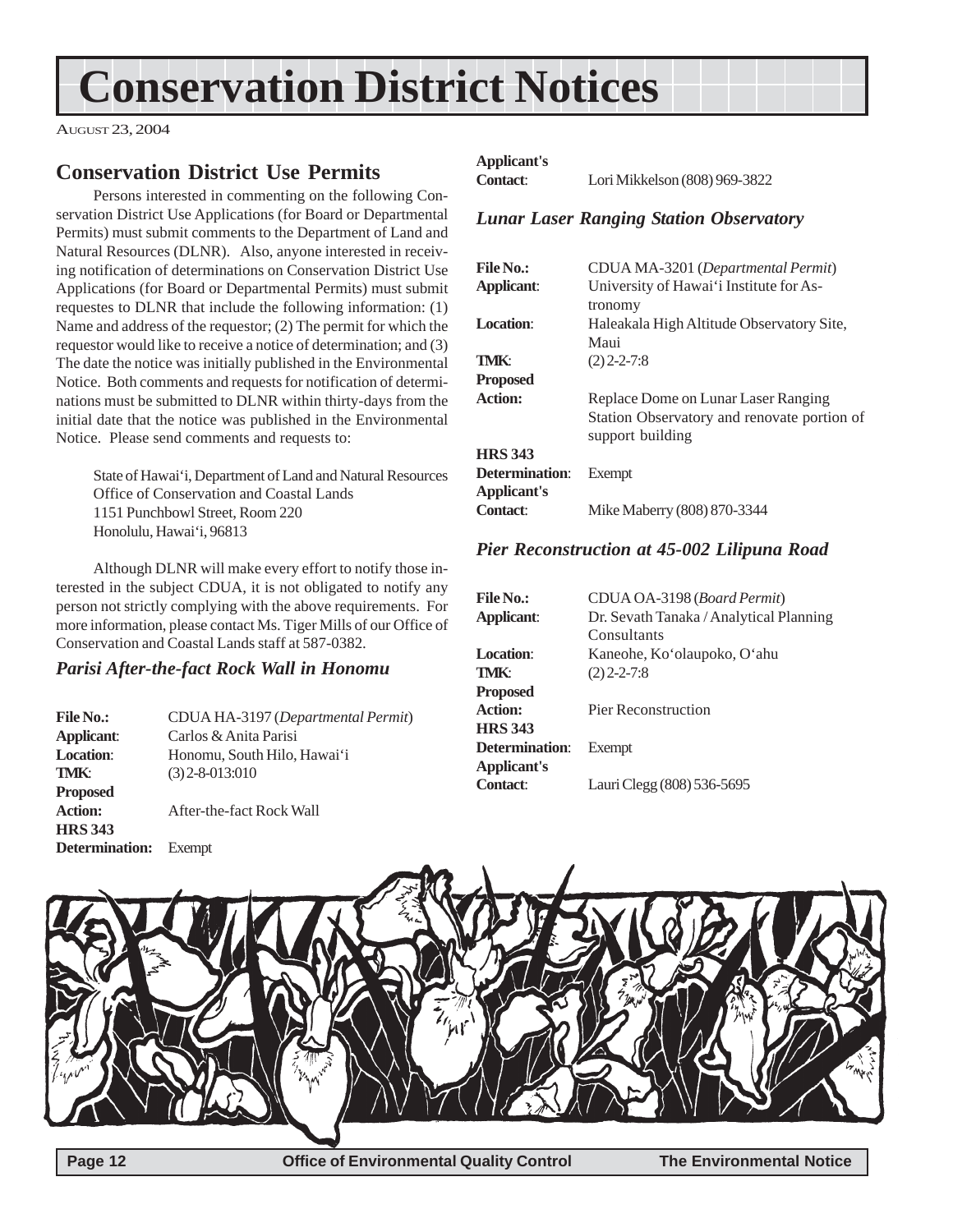# Conservation District Notices

August 23, 2004

## Conservation District Use Permits

Persons interested in commenting on the following Conservation District Use Applications (for Board or Departmental Permits) must submit comments to the Department of Land and Natural Resources (DLNR). Also, anyone interested in receiving notification of determinations on Conservation District Use Applications (for Board or Departmental Permits) must submit requestes to DLNR that include the following information: (1) Name and address of the requestor; (2) The permit for which the requestor would like to receive a notice of determination; and (3) The date the notice was initially published in the Environmental Notice. Both comments and requests for notification of determinations must be submitted to DLNR within thirty-days from the initial date that the notice was published in the Environmental Notice. Please send comments and requests to:

State of Hawai'i, Department of Land and Natural Resources
Office of Conservation and Coastal Lands
1151 Punchbowl Street, Room 220
Honolulu, Hawai'i, 96813

Although DLNR will make every effort to notify those interested in the subject CDUA, it is not obligated to notify any person not strictly complying with the above requirements. For more information, please contact Ms. Tiger Mills of our Office of Conservation and Coastal Lands staff at 587-0382.

### *Parisi After-the-fact Rock Wall in Honomu*

**File No.:** CDUA HA-3197 (*Departmental Permit*)
**Applicant**: Carlos & Anita Parisi
**Location**: Honomu, South Hilo, Hawai'i
**TMK**: (3) 2-8-013:010
**Proposed Action:** After-the-fact Rock Wall
**HRS 343 Determination:** Exempt
**Applicant's Contact**: Lori Mikkelson (808) 969-3822

### *Lunar Laser Ranging Station Observatory*

**File No.:** CDUA MA-3201 (*Departmental Permit*)
**Applicant**: University of Hawai'i Institute for Astronomy
**Location**: Haleakala High Altitude Observatory Site, Maui
**TMK**: (2) 2-2-7:8
**Proposed Action:** Replace Dome on Lunar Laser Ranging Station Observatory and renovate portion of support building
**HRS 343 Determination**: Exempt
**Applicant's Contact**: Mike Maberry (808) 870-3344

### *Pier Reconstruction at 45-002 Lilipuna Road*

**File No.:** CDUA OA-3198 (*Board Permit*)
**Applicant**: Dr. Sevath Tanaka / Analytical Planning Consultants
**Location**: Kaneohe, Ko'olaupoko, O'ahu
**TMK**: (2) 2-2-7:8
**Proposed Action:** Pier Reconstruction
**HRS 343 Determination**: Exempt
**Applicant's Contact**: Lauri Clegg (808) 536-5695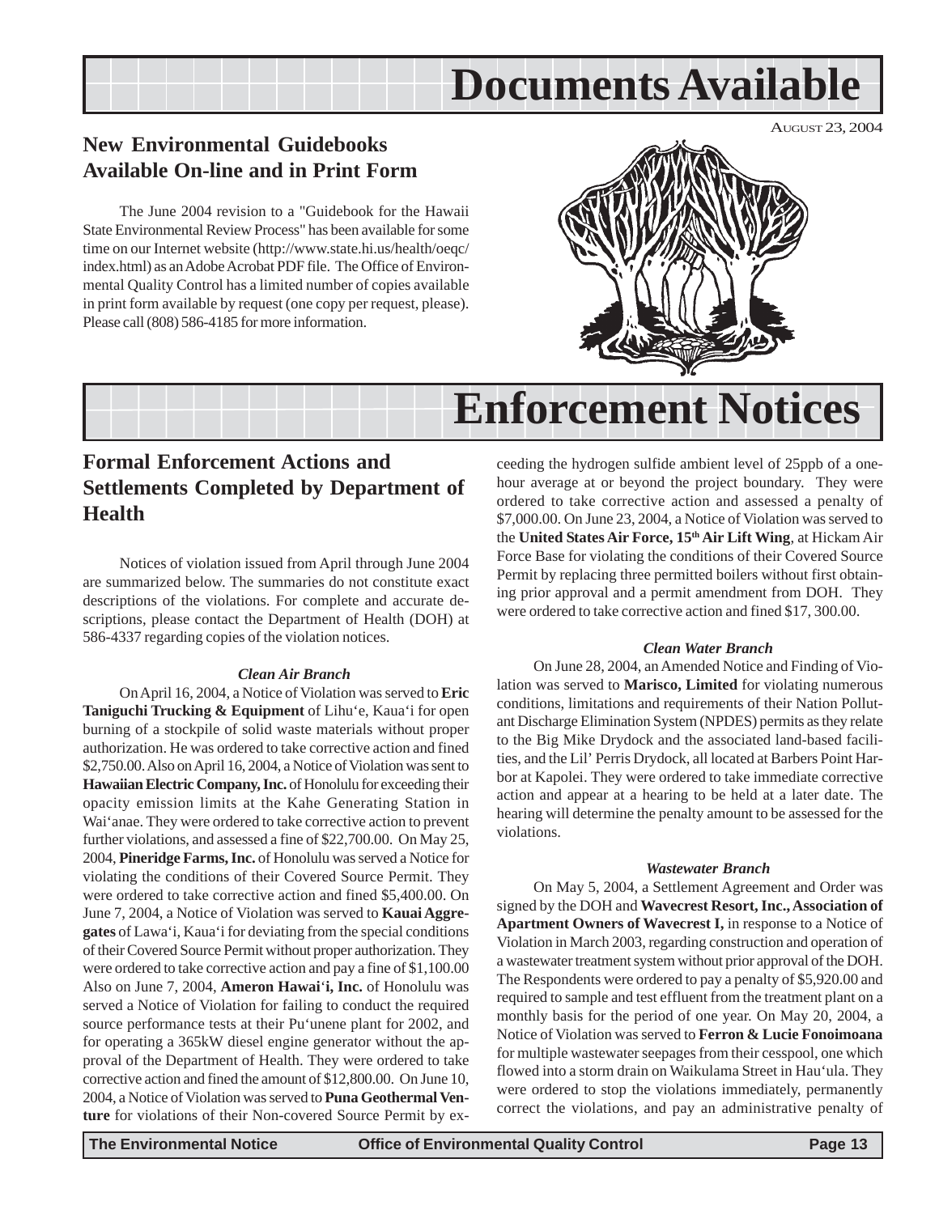# Documents Available

AUGUST 23, 2004

## New Environmental Guidebooks Available On-line and in Print Form

The June 2004 revision to a "Guidebook for the Hawaii State Environmental Review Process" has been available for some time on our Internet website (http://www.state.hi.us/health/oeqc/index.html) as an Adobe Acrobat PDF file. The Office of Environmental Quality Control has a limited number of copies available in print form available by request (one copy per request, please). Please call (808) 586-4185 for more information.

# Enforcement Notices

## Formal Enforcement Actions and Settlements Completed by Department of Health

Notices of violation issued from April through June 2004 are summarized below. The summaries do not constitute exact descriptions of the violations. For complete and accurate descriptions, please contact the Department of Health (DOH) at 586-4337 regarding copies of the violation notices.

### *Clean Air Branch*

On April 16, 2004, a Notice of Violation was served to **Eric Taniguchi Trucking & Equipment** of Lihu'e, Kaua'i for open burning of a stockpile of solid waste materials without proper authorization. He was ordered to take corrective action and fined $2,750.00. Also on April 16, 2004, a Notice of Violation was sent to **Hawaiian Electric Company, Inc.** of Honolulu for exceeding their opacity emission limits at the Kahe Generating Station in Wai'anae. They were ordered to take corrective action to prevent further violations, and assessed a fine of $22,700.00. On May 25, 2004, **Pineridge Farms, Inc.** of Honolulu was served a Notice for violating the conditions of their Covered Source Permit. They were ordered to take corrective action and fined $5,400.00. On June 7, 2004, a Notice of Violation was served to **Kauai Aggregates** of Lawa'i, Kaua'i for deviating from the special conditions of their Covered Source Permit without proper authorization. They were ordered to take corrective action and pay a fine of $1,100.00 Also on June 7, 2004, **Ameron Hawai'i, Inc.** of Honolulu was served a Notice of Violation for failing to conduct the required source performance tests at their Pu'unene plant for 2002, and for operating a 365kW diesel engine generator without the approval of the Department of Health. They were ordered to take corrective action and fined the amount of $12,800.00. On June 10, 2004, a Notice of Violation was served to **Puna Geothermal Venture** for violations of their Non-covered Source Permit by exceeding the hydrogen sulfide ambient level of 25ppb of a one-hour average at or beyond the project boundary. They were ordered to take corrective action and assessed a penalty of $7,000.00. On June 23, 2004, a Notice of Violation was served to the **United States Air Force, 15th Air Lift Wing**, at Hickam Air Force Base for violating the conditions of their Covered Source Permit by replacing three permitted boilers without first obtaining prior approval and a permit amendment from DOH. They were ordered to take corrective action and fined $17, 300.00.

### *Clean Water Branch*

On June 28, 2004, an Amended Notice and Finding of Violation was served to **Marisco, Limited** for violating numerous conditions, limitations and requirements of their Nation Pollutant Discharge Elimination System (NPDES) permits as they relate to the Big Mike Drydock and the associated land-based facilities, and the Lil' Perris Drydock, all located at Barbers Point Harbor at Kapolei. They were ordered to take immediate corrective action and appear at a hearing to be held at a later date. The hearing will determine the penalty amount to be assessed for the violations.

### *Wastewater Branch*

On May 5, 2004, a Settlement Agreement and Order was signed by the DOH and **Wavecrest Resort, Inc., Association of Apartment Owners of Wavecrest I,** in response to a Notice of Violation in March 2003, regarding construction and operation of a wastewater treatment system without prior approval of the DOH. The Respondents were ordered to pay a penalty of $5,920.00 and required to sample and test effluent from the treatment plant on a monthly basis for the period of one year. On May 20, 2004, a Notice of Violation was served to **Ferron & Lucie Fonoimoana** for multiple wastewater seepages from their cesspool, one which flowed into a storm drain on Waikulama Street in Hau'ula. They were ordered to stop the violations immediately, permanently correct the violations, and pay an administrative penalty of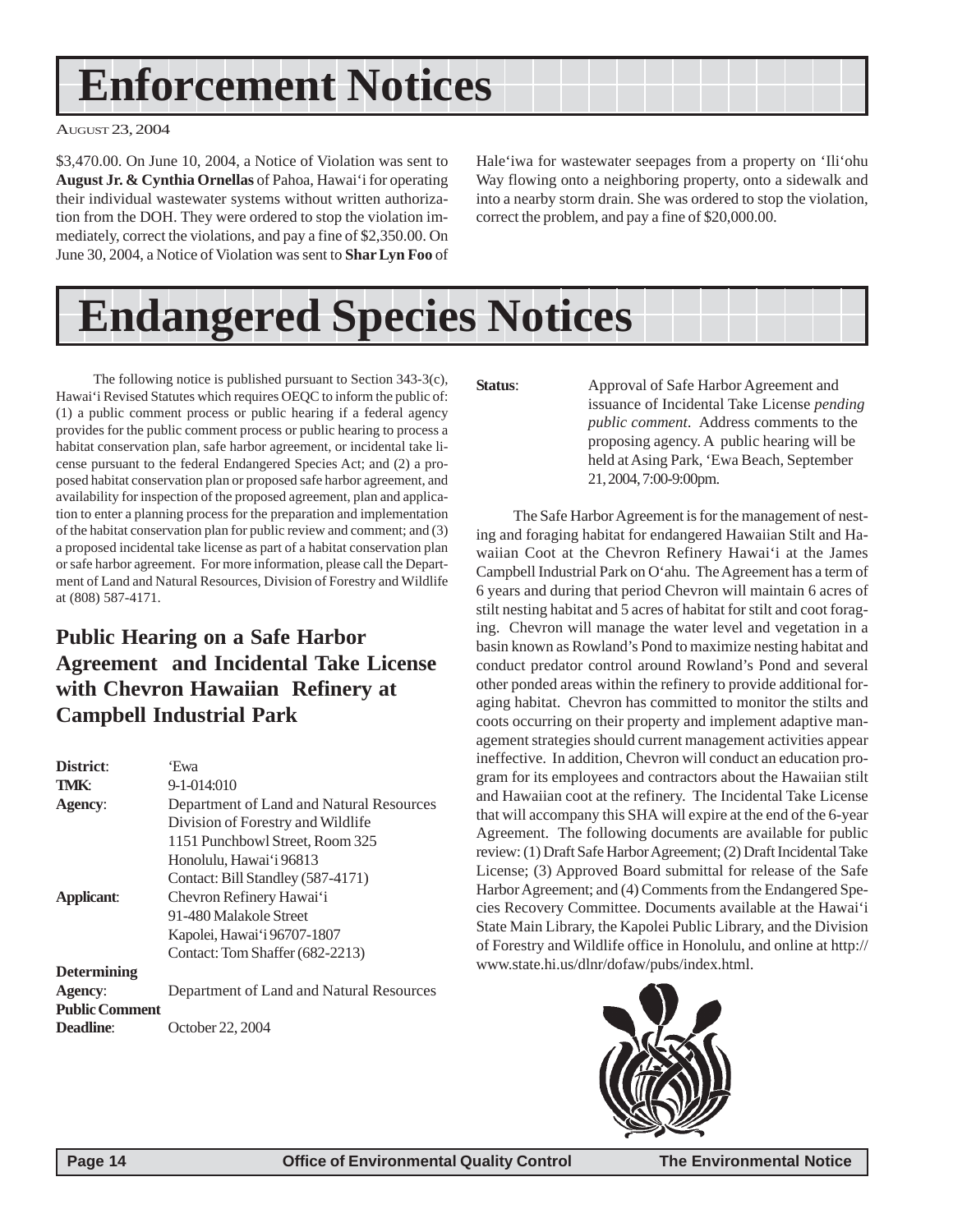# Enforcement Notices

AUGUST 23, 2004

$3,470.00. On June 10, 2004, a Notice of Violation was sent to **August Jr. & Cynthia Ornellas** of Pahoa, Hawai'i for operating their individual wastewater systems without written authorization from the DOH. They were ordered to stop the violation immediately, correct the violations, and pay a fine of $2,350.00. On June 30, 2004, a Notice of Violation was sent to **Shar Lyn Foo** of Hale'iwa for wastewater seepages from a property on 'Ili'ohu Way flowing onto a neighboring property, onto a sidewalk and into a nearby storm drain. She was ordered to stop the violation, correct the problem, and pay a fine of $20,000.00.

# Endangered Species Notices

The following notice is published pursuant to Section 343-3(c), Hawai'i Revised Statutes which requires OEQC to inform the public of: (1) a public comment process or public hearing if a federal agency provides for the public comment process or public hearing to process a habitat conservation plan, safe harbor agreement, or incidental take license pursuant to the federal Endangered Species Act; and (2) a proposed habitat conservation plan or proposed safe harbor agreement, and availability for inspection of the proposed agreement, plan and application to enter a planning process for the preparation and implementation of the habitat conservation plan for public review and comment; and (3) a proposed incidental take license as part of a habitat conservation plan or safe harbor agreement. For more information, please call the Department of Land and Natural Resources, Division of Forestry and Wildlife at (808) 587-4171.

## Public Hearing on a Safe Harbor Agreement and Incidental Take License with Chevron Hawaiian Refinery at Campbell Industrial Park

**District**: 'Ewa
**TMK**: 9-1-014:010
**Agency**: Department of Land and Natural Resources
Division of Forestry and Wildlife
1151 Punchbowl Street, Room 325
Honolulu, Hawai'i 96813
Contact: Bill Standley (587-4171)
**Applicant**: Chevron Refinery Hawai'i
91-480 Malakole Street
Kapolei, Hawai'i 96707-1807
Contact: Tom Shaffer (682-2213)
**Determining Agency**: Department of Land and Natural Resources
**Public Comment Deadline**: October 22, 2004
**Status**: Approval of Safe Harbor Agreement and issuance of Incidental Take License *pending public comment*. Address comments to the proposing agency. A public hearing will be held at Asing Park, 'Ewa Beach, September 21, 2004, 7:00-9:00pm.

The Safe Harbor Agreement is for the management of nesting and foraging habitat for endangered Hawaiian Stilt and Hawaiian Coot at the Chevron Refinery Hawai'i at the James Campbell Industrial Park on O'ahu. The Agreement has a term of 6 years and during that period Chevron will maintain 6 acres of stilt nesting habitat and 5 acres of habitat for stilt and coot foraging. Chevron will manage the water level and vegetation in a basin known as Rowland's Pond to maximize nesting habitat and conduct predator control around Rowland's Pond and several other ponded areas within the refinery to provide additional foraging habitat. Chevron has committed to monitor the stilts and coots occurring on their property and implement adaptive management strategies should current management activities appear ineffective. In addition, Chevron will conduct an education program for its employees and contractors about the Hawaiian stilt and Hawaiian coot at the refinery. The Incidental Take License that will accompany this SHA will expire at the end of the 6-year Agreement. The following documents are available for public review: (1) Draft Safe Harbor Agreement; (2) Draft Incidental Take License; (3) Approved Board submittal for release of the Safe Harbor Agreement; and (4) Comments from the Endangered Species Recovery Committee. Documents available at the Hawai'i State Main Library, the Kapolei Public Library, and the Division of Forestry and Wildlife office in Honolulu, and online at http://www.state.hi.us/dlnr/dofaw/pubs/index.html.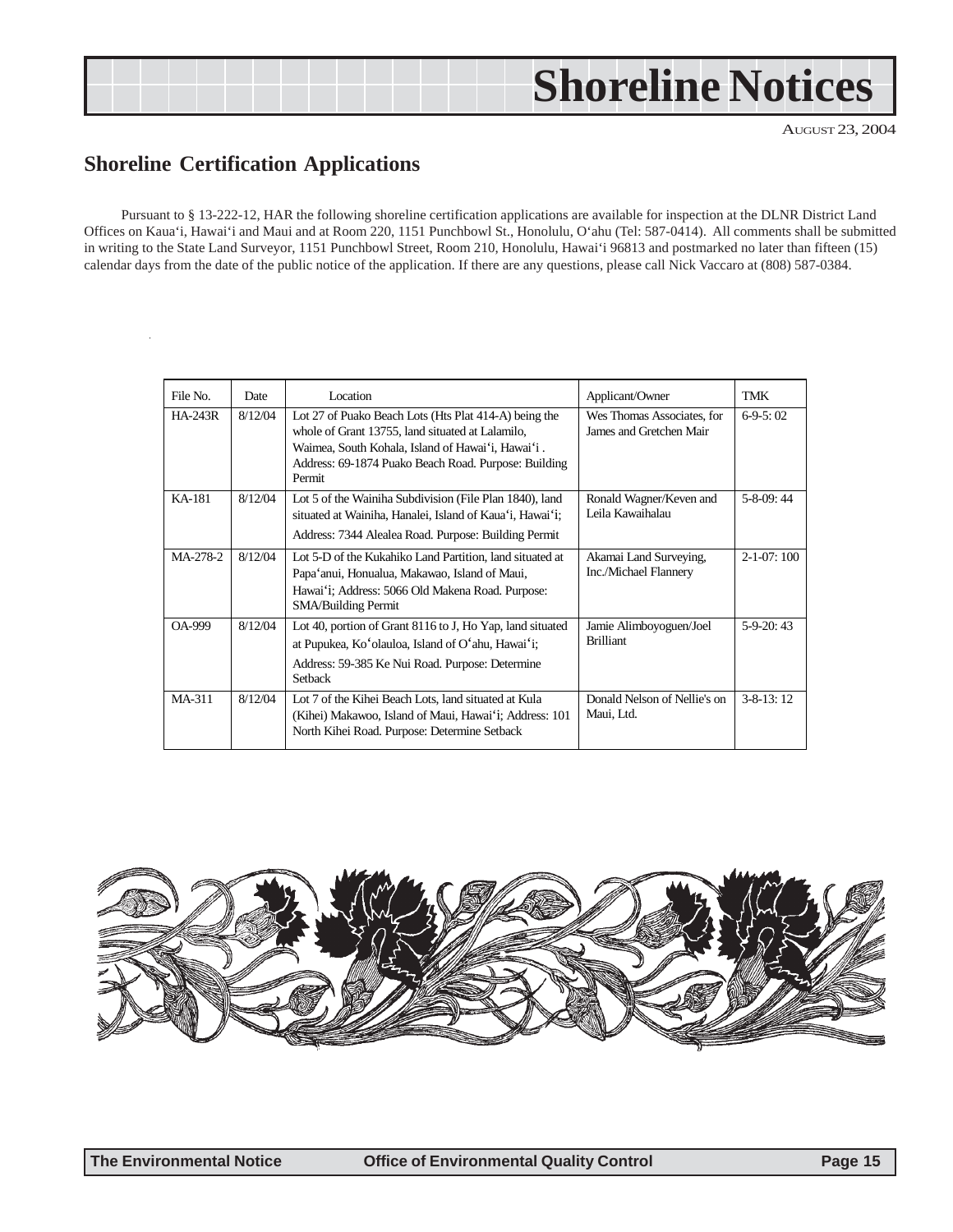# Shoreline Notices

AUGUST 23, 2004

## Shoreline Certification Applications

Pursuant to § 13-222-12, HAR the following shoreline certification applications are available for inspection at the DLNR District Land Offices on Kaua'i, Hawai'i and Maui and at Room 220, 1151 Punchbowl St., Honolulu, O'ahu (Tel: 587-0414). All comments shall be submitted in writing to the State Land Surveyor, 1151 Punchbowl Street, Room 210, Honolulu, Hawai'i 96813 and postmarked no later than fifteen (15) calendar days from the date of the public notice of the application. If there are any questions, please call Nick Vaccaro at (808) 587-0384.

| File No. | Date | Location | Applicant/Owner | TMK |
|---|---|---|---|---|
| HA-243R | 8/12/04 | Lot 27 of Puako Beach Lots (Hts Plat 414-A) being the whole of Grant 13755, land situated at Lalamilo, Waimea, South Kohala, Island of Hawai'i, Hawai'i . Address: 69-1874 Puako Beach Road. Purpose: Building Permit | Wes Thomas Associates, for James and Gretchen Mair | 6-9-5: 02 |
| KA-181 | 8/12/04 | Lot 5 of the Wainiha Subdivision (File Plan 1840), land situated at Wainiha, Hanalei, Island of Kaua'i, Hawai'i; Address: 7344 Alealea Road. Purpose: Building Permit | Ronald Wagner/Keven and Leila Kawaihalau | 5-8-09: 44 |
| MA-278-2 | 8/12/04 | Lot 5-D of the Kukahiko Land Partition, land situated at Papa'anui, Honualua, Makawao, Island of Maui, Hawai'i; Address: 5066 Old Makena Road. Purpose: SMA/Building Permit | Akamai Land Surveying, Inc./Michael Flannery | 2-1-07: 100 |
| OA-999 | 8/12/04 | Lot 40, portion of Grant 8116 to J, Ho Yap, land situated at Pupukea, Ko'olauloa, Island of O'ahu, Hawai'i; Address: 59-385 Ke Nui Road. Purpose: Determine Setback | Jamie Alimboyoguen/Joel Brilliant | 5-9-20: 43 |
| MA-311 | 8/12/04 | Lot 7 of the Kihei Beach Lots, land situated at Kula (Kihei) Makawoo, Island of Maui, Hawai'i; Address: 101 North Kihei Road. Purpose: Determine Setback | Donald Nelson of Nellie's on Maui, Ltd. | 3-8-13: 12 |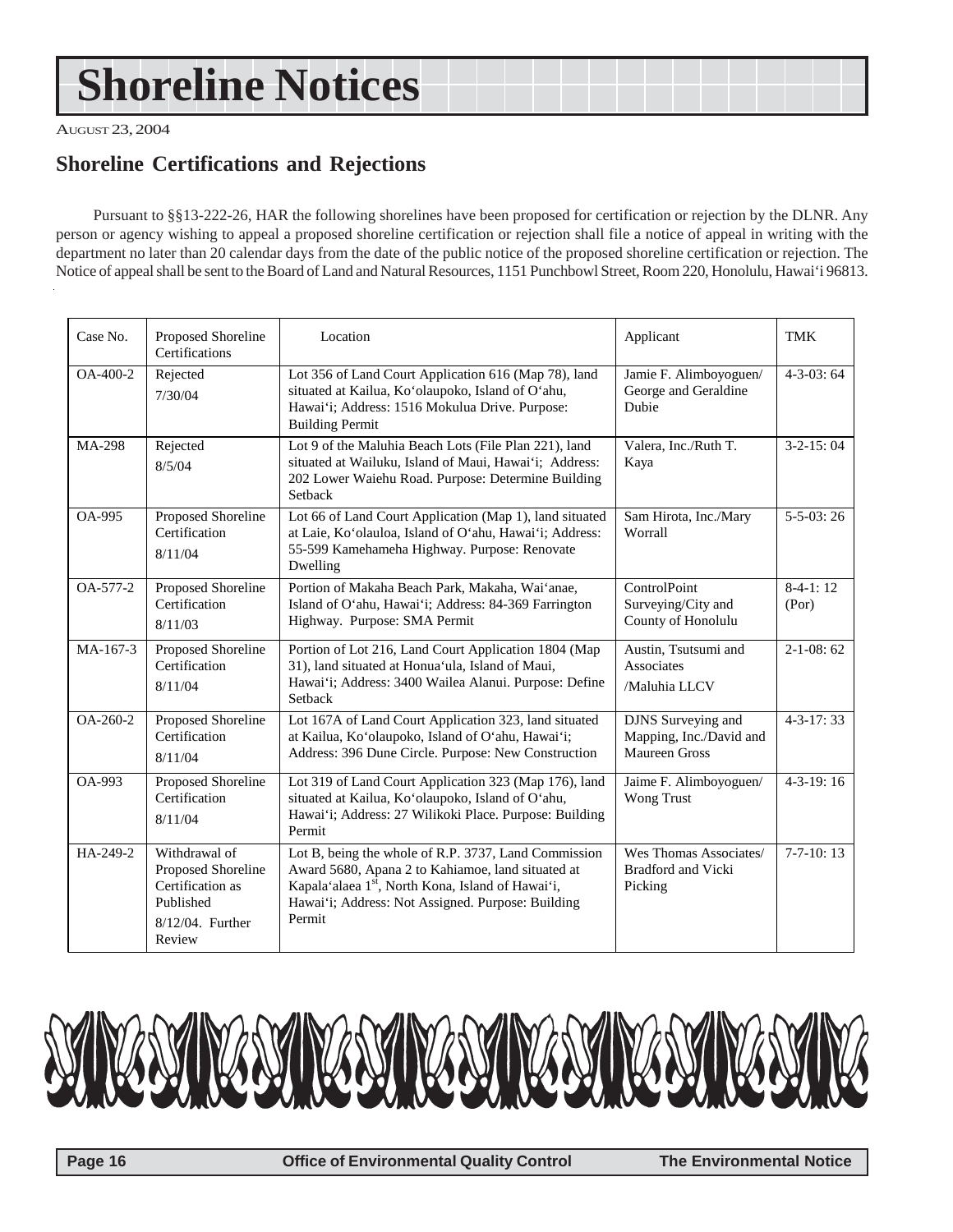# Shoreline Notices

AUGUST 23, 2004

## Shoreline Certifications and Rejections

Pursuant to §§13-222-26, HAR the following shorelines have been proposed for certification or rejection by the DLNR. Any person or agency wishing to appeal a proposed shoreline certification or rejection shall file a notice of appeal in writing with the department no later than 20 calendar days from the date of the public notice of the proposed shoreline certification or rejection. The Notice of appeal shall be sent to the Board of Land and Natural Resources, 1151 Punchbowl Street, Room 220, Honolulu, Hawai'i 96813.

| Case No. | Proposed Shoreline Certifications | Location | Applicant | TMK |
|---|---|---|---|---|
| OA-400-2 | Rejected 7/30/04 | Lot 356 of Land Court Application 616 (Map 78), land situated at Kailua, Ko'olaupoko, Island of O'ahu, Hawai'i; Address: 1516 Mokulua Drive. Purpose: Building Permit | Jamie F. Alimboyoguen/ George and Geraldine Dubie | 4-3-03: 64 |
| MA-298 | Rejected 8/5/04 | Lot 9 of the Maluhia Beach Lots (File Plan 221), land situated at Wailuku, Island of Maui, Hawai'i; Address: 202 Lower Waiehu Road. Purpose: Determine Building Setback | Valera, Inc./Ruth T. Kaya | 3-2-15: 04 |
| OA-995 | Proposed Shoreline Certification 8/11/04 | Lot 66 of Land Court Application (Map 1), land situated at Laie, Ko'olauloa, Island of O'ahu, Hawai'i; Address: 55-599 Kamehameha Highway. Purpose: Renovate Dwelling | Sam Hirota, Inc./Mary Worrall | 5-5-03: 26 |
| OA-577-2 | Proposed Shoreline Certification 8/11/03 | Portion of Makaha Beach Park, Makaha, Wai'anae, Island of O'ahu, Hawai'i; Address: 84-369 Farrington Highway. Purpose: SMA Permit | ControlPoint Surveying/City and County of Honolulu | 8-4-1: 12 (Por) |
| MA-167-3 | Proposed Shoreline Certification 8/11/04 | Portion of Lot 216, Land Court Application 1804 (Map 31), land situated at Honua'ula, Island of Maui, Hawai'i; Address: 3400 Wailea Alanui. Purpose: Define Setback | Austin, Tsutsumi and Associates /Maluhia LLCV | 2-1-08: 62 |
| OA-260-2 | Proposed Shoreline Certification 8/11/04 | Lot 167A of Land Court Application 323, land situated at Kailua, Ko'olaupoko, Island of O'ahu, Hawai'i; Address: 396 Dune Circle. Purpose: New Construction | DJNS Surveying and Mapping, Inc./David and Maureen Gross | 4-3-17: 33 |
| OA-993 | Proposed Shoreline Certification 8/11/04 | Lot 319 of Land Court Application 323 (Map 176), land situated at Kailua, Ko'olaupoko, Island of O'ahu, Hawai'i; Address: 27 Wilikoki Place. Purpose: Building Permit | Jaime F. Alimboyoguen/ Wong Trust | 4-3-19: 16 |
| HA-249-2 | Withdrawal of Proposed Shoreline Certification as Published 8/12/04. Further Review | Lot B, being the whole of R.P. 3737, Land Commission Award 5680, Apana 2 to Kahiamoe, land situated at Kapala'alaea 1st, North Kona, Island of Hawai'i, Hawai'i; Address: Not Assigned. Purpose: Building Permit | Wes Thomas Associates/ Bradford and Vicki Picking | 7-7-10: 13 |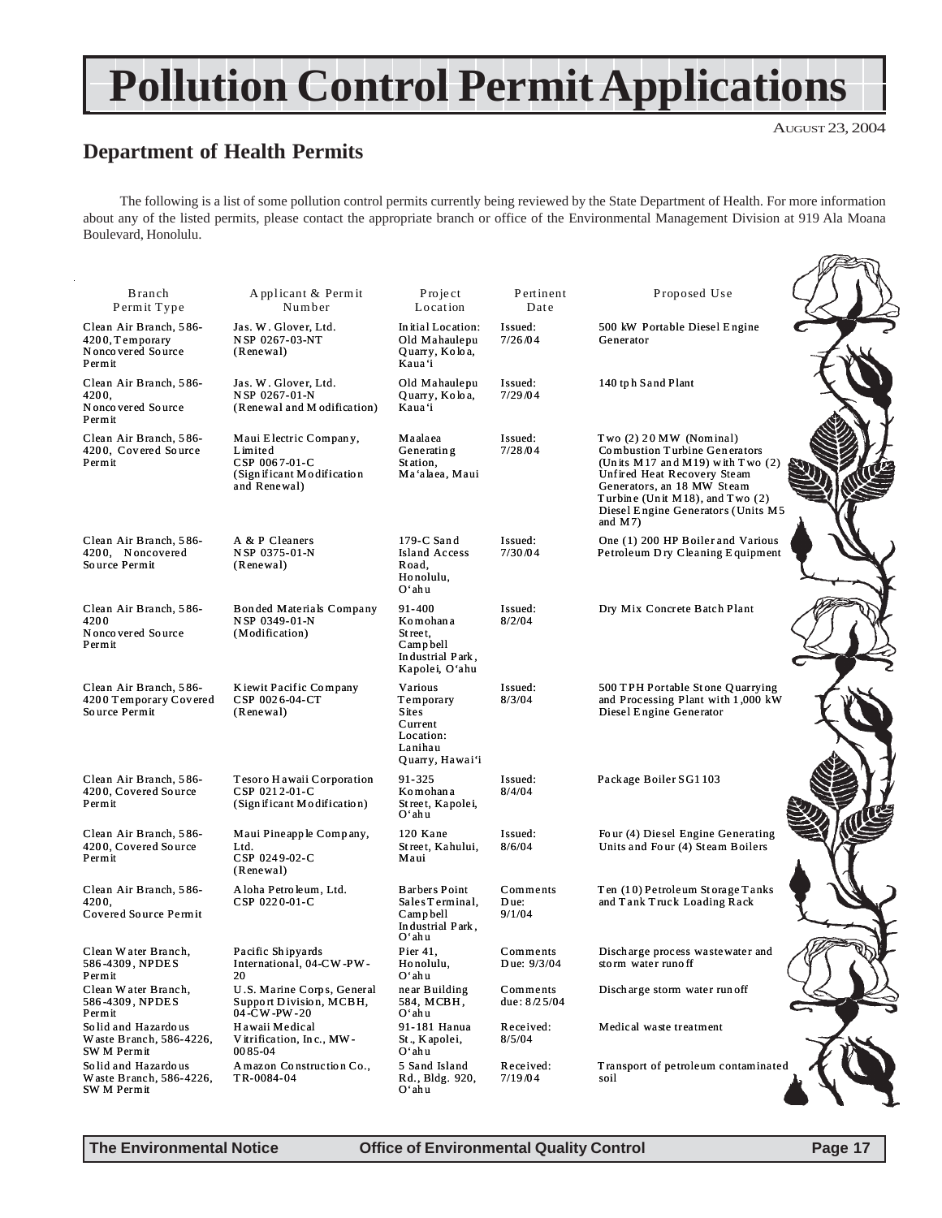# Pollution Control Permit Applications

AUGUST 23, 2004

## Department of Health Permits

The following is a list of some pollution control permits currently being reviewed by the State Department of Health. For more information about any of the listed permits, please contact the appropriate branch or office of the Environmental Management Division at 919 Ala Moana Boulevard, Honolulu.

| Branch Permit Type | Applicant & Permit Number | Project Location | Pertinent Date | Proposed Use |
|---|---|---|---|---|
| Clean Air Branch, 586-4200, Temporary Noncovered Source Permit | Jas. W. Glover, Ltd. NSP 0267-03-NT (Renewal) | Initial Location: Old Mahaulepu Quarry, Koloa, Kaua'i | Issued: 7/26/04 | 500 kW Portable Diesel Engine Generator |
| Clean Air Branch, 586-4200, Noncovered Source Permit | Jas. W. Glover, Ltd. NSP 0267-01-N (Renewal and Modification) | Old Mahaulepu Quarry, Koloa, Kaua'i | Issued: 7/29/04 | 140 tph Sand Plant |
| Clean Air Branch, 586-4200, Covered Source Permit | Maui Electric Company, Limited CSP 0067-01-C (Significant Modification and Renewal) | Maalaea Generating Station, Ma'alaea, Maui | Issued: 7/28/04 | Two (2) 20 MW (Nominal) Combustion Turbine Generators (Units M17 and M19) with Two (2) Unfired Heat Recovery Steam Generators, an 18 MW Steam Turbine (Unit M18), and Two (2) Diesel Engine Generators (Units M5 and M7) |
| Clean Air Branch, 586-4200, Noncovered Source Permit | A & P Cleaners NSP 0375-01-N (Renewal) | 179-C Sand Island Access Road, Honolulu, O'ahu | Issued: 7/30/04 | One (1) 200 HP Boiler and Various Petroleum Dry Cleaning Equipment |
| Clean Air Branch, 586-4200 Noncovered Source Permit | Bonded Materials Company NSP 0349-01-N (Modification) | 91-400 Komohana Street, Campbell Industrial Park, Kapolei, O'ahu | Issued: 8/2/04 | Dry Mix Concrete Batch Plant |
| Clean Air Branch, 586-4200 Temporary Covered Source Permit | Kiewit Pacific Company CSP 0026-04-CT (Renewal) | Various Temporary Sites Current Location: Lanihau Quarry, Hawai'i | Issued: 8/3/04 | 500 TPH Portable Stone Quarrying and Processing Plant with 1,000 kW Diesel Engine Generator |
| Clean Air Branch, 586-4200, Covered Source Permit | Tesoro Hawaii Corporation CSP 0212-01-C (Significant Modification) | 91-325 Komohana Street, Kapolei, O'ahu | Issued: 8/4/04 | Package Boiler SG1103 |
| Clean Air Branch, 586-4200, Covered Source Permit | Maui Pineapple Company, Ltd. CSP 0249-02-C (Renewal) | 120 Kane Street, Kahului, Maui | Issued: 8/6/04 | Four (4) Diesel Engine Generating Units and Four (4) Steam Boilers |
| Clean Air Branch, 586-4200, Covered Source Permit | Aloha Petroleum, Ltd. CSP 0220-01-C | Barbers Point Sales Terminal, Campbell Industrial Park, O'ahu | Comments Due: 9/1/04 | Ten (10) Petroleum Storage Tanks and Tank Truck Loading Rack |
| Clean Water Branch, 586-4309, NPDES Permit | Pacific Shipyards International, 04-CW-PW-20 | Pier 41, Honolulu, O'ahu | Comments Due: 9/3/04 | Discharge process wastewater and storm water runoff |
| Clean Water Branch, 586-4309, NPDES Permit | U.S. Marine Corps, General Support Division, MCBH, 04-CW-PW-20 | near Building 584, MCBH, O'ahu | Comments due: 8/25/04 | Discharge storm water runoff |
| Solid and Hazardous Waste Branch, 586-4226, SWM Permit | Hawaii Medical Vitrification, Inc., MW-0085-04 | 91-181 Hanua St., Kapolei, O'ahu | Received: 8/5/04 | Medical waste treatment |
| Solid and Hazardous Waste Branch, 586-4226, SWM Permit | Amazon Construction Co., TR-0084-04 | 5 Sand Island Rd., Bldg. 920, O'ahu | Received: 7/19/04 | Transport of petroleum contaminated soil |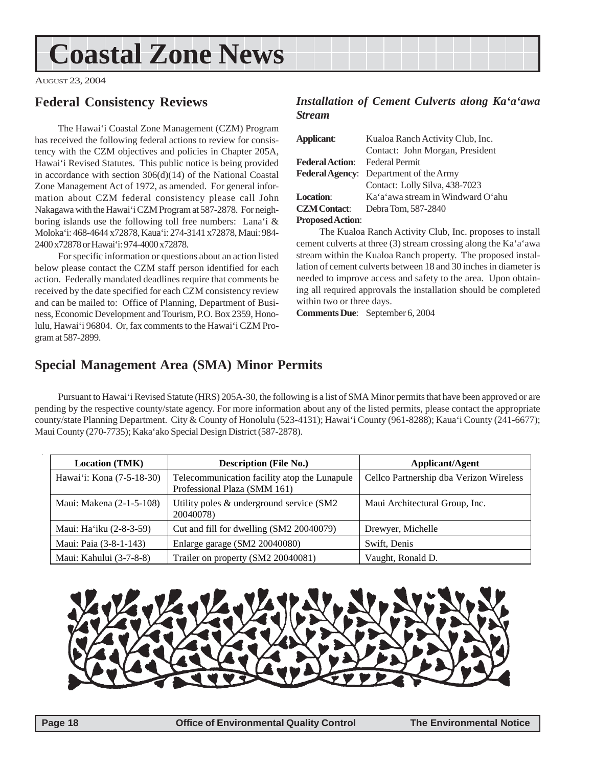# Coastal Zone News

AUGUST 23, 2004

## Federal Consistency Reviews

The Hawai'i Coastal Zone Management (CZM) Program has received the following federal actions to review for consistency with the CZM objectives and policies in Chapter 205A, Hawai'i Revised Statutes. This public notice is being provided in accordance with section 306(d)(14) of the National Coastal Zone Management Act of 1972, as amended. For general information about CZM federal consistency please call John Nakagawa with the Hawai'i CZM Program at 587-2878. For neighboring islands use the following toll free numbers: Lana'i & Moloka'i: 468-4644 x72878, Kaua'i: 274-3141 x72878, Maui: 984-2400 x72878 or Hawai'i: 974-4000 x72878.

For specific information or questions about an action listed below please contact the CZM staff person identified for each action. Federally mandated deadlines require that comments be received by the date specified for each CZM consistency review and can be mailed to: Office of Planning, Department of Business, Economic Development and Tourism, P.O. Box 2359, Honolulu, Hawai'i 96804. Or, fax comments to the Hawai'i CZM Program at 587-2899.

### *Installation of Cement Culverts along Ka'a'awa Stream*

**Applicant**: Kualoa Ranch Activity Club, Inc.
Contact: John Morgan, President
**Federal Action**: Federal Permit
**Federal Agency**: Department of the Army
Contact: Lolly Silva, 438-7023
**Location**: Ka'a'awa stream in Windward O'ahu
**CZM Contact**: Debra Tom, 587-2840
**Proposed Action**:

The Kualoa Ranch Activity Club, Inc. proposes to install cement culverts at three (3) stream crossing along the Ka'a'awa stream within the Kualoa Ranch property. The proposed installation of cement culverts between 18 and 30 inches in diameter is needed to improve access and safety to the area. Upon obtaining all required approvals the installation should be completed within two or three days.

**Comments Due**: September 6, 2004

## Special Management Area (SMA) Minor Permits

Pursuant to Hawai'i Revised Statute (HRS) 205A-30, the following is a list of SMA Minor permits that have been approved or are pending by the respective county/state agency. For more information about any of the listed permits, please contact the appropriate county/state Planning Department. City & County of Honolulu (523-4131); Hawai'i County (961-8288); Kaua'i County (241-6677); Maui County (270-7735); Kaka'ako Special Design District (587-2878).

| Location (TMK) | Description (File No.) | Applicant/Agent |
|---|---|---|
| Hawai'i: Kona (7-5-18-30) | Telecommunication facility atop the Lunapule Professional Plaza (SMM 161) | Cellco Partnership dba Verizon Wireless |
| Maui: Makena (2-1-5-108) | Utility poles & underground service (SM2 20040078) | Maui Architectural Group, Inc. |
| Maui: Ha'iku (2-8-3-59) | Cut and fill for dwelling (SM2 20040079) | Drewyer, Michelle |
| Maui: Paia (3-8-1-143) | Enlarge garage (SM2 20040080) | Swift, Denis |
| Maui: Kahului (3-7-8-8) | Trailer on property (SM2 20040081) | Vaught, Ronald D. |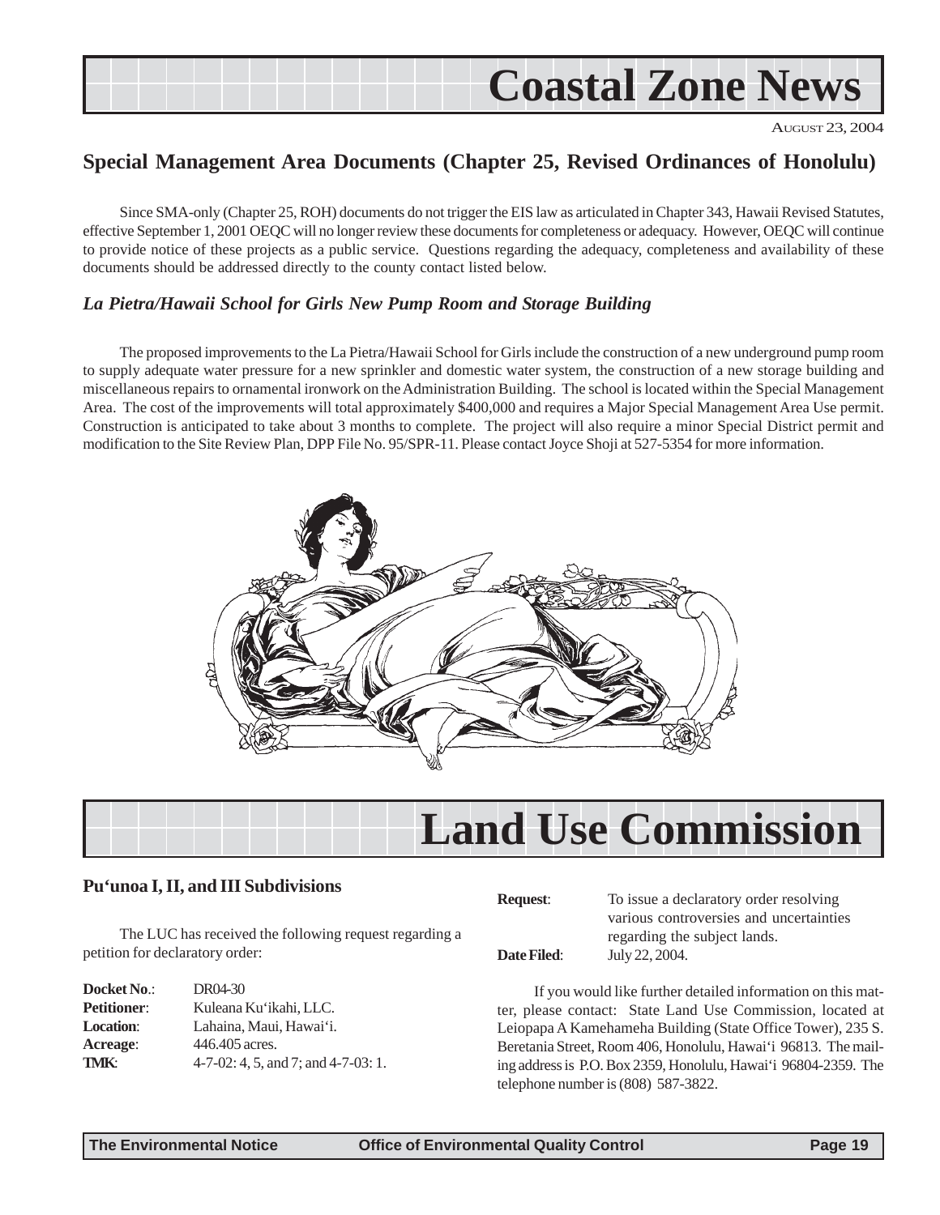# Coastal Zone News

AUGUST 23, 2004

## Special Management Area Documents (Chapter 25, Revised Ordinances of Honolulu)

Since SMA-only (Chapter 25, ROH) documents do not trigger the EIS law as articulated in Chapter 343, Hawaii Revised Statutes, effective September 1, 2001 OEQC will no longer review these documents for completeness or adequacy. However, OEQC will continue to provide notice of these projects as a public service. Questions regarding the adequacy, completeness and availability of these documents should be addressed directly to the county contact listed below.

### *La Pietra/Hawaii School for Girls New Pump Room and Storage Building*

The proposed improvements to the La Pietra/Hawaii School for Girls include the construction of a new underground pump room to supply adequate water pressure for a new sprinkler and domestic water system, the construction of a new storage building and miscellaneous repairs to ornamental ironwork on the Administration Building. The school is located within the Special Management Area. The cost of the improvements will total approximately $400,000 and requires a Major Special Management Area Use permit. Construction is anticipated to take about 3 months to complete. The project will also require a minor Special District permit and modification to the Site Review Plan, DPP File No. 95/SPR-11. Please contact Joyce Shoji at 527-5354 for more information.

# Land Use Commission

### Pu'unoa I, II, and III Subdivisions

The LUC has received the following request regarding a petition for declaratory order:

**Docket No.**: DR04-30
**Petitioner**: Kuleana Ku'ikahi, LLC.
**Location**: Lahaina, Maui, Hawai'i.
**Acreage**: 446.405 acres.
**TMK**: 4-7-02: 4, 5, and 7; and 4-7-03: 1.
**Request**: To issue a declaratory order resolving various controversies and uncertainties regarding the subject lands.
**Date Filed**: July 22, 2004.

If you would like further detailed information on this matter, please contact: State Land Use Commission, located at Leiopapa A Kamehameha Building (State Office Tower), 235 S. Beretania Street, Room 406, Honolulu, Hawai'i 96813. The mailing address is P.O. Box 2359, Honolulu, Hawai'i 96804-2359. The telephone number is (808) 587-3822.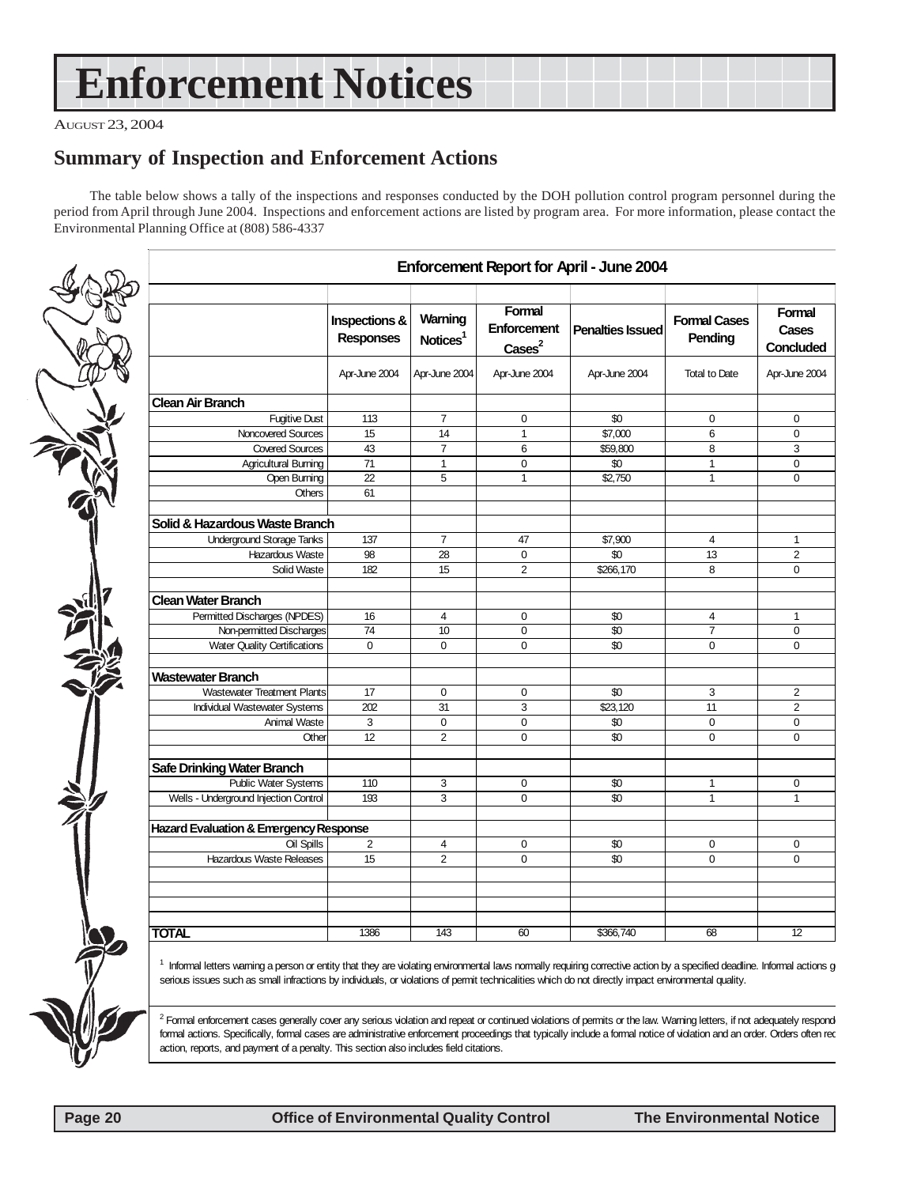# Enforcement Notices

AUGUST 23, 2004

## Summary of Inspection and Enforcement Actions

The table below shows a tally of the inspections and responses conducted by the DOH pollution control program personnel during the period from April through June 2004. Inspections and enforcement actions are listed by program area. For more information, please contact the Environmental Planning Office at (808) 586-4337

**Enforcement Report for April - June 2004**

| | Inspections & Responses | Warning Notices[1] | Formal Enforcement Cases[2] | Penalties Issued | Formal Cases Pending | Formal Cases Concluded |
|---|---|---|---|---|---|---|
| | Apr-June 2004 | Apr-June 2004 | Apr-June 2004 | Apr-June 2004 | Total to Date | Apr-June 2004 |
| **Clean Air Branch** | | | | | | |
| Fugitive Dust | 113 | 7 | 0 | $0 | 0 | 0 |
| Noncovered Sources | 15 | 14 | 1 | $7,000 | 6 | 0 |
| Covered Sources | 43 | 7 | 6 | $59,800 | 8 | 3 |
| Agricultural Burning | 71 | 1 | 0 | $0 | 1 | 0 |
| Open Burning | 22 | 5 | 1 | $2,750 | 1 | 0 |
| Others | 61 | | | | | |
| **Solid & Hazardous Waste Branch** | | | | | | |
| Underground Storage Tanks | 137 | 7 | 47 | $7,900 | 4 | 1 |
| Hazardous Waste | 98 | 28 | 0 | $0 | 13 | 2 |
| Solid Waste | 182 | 15 | 2 | $266,170 | 8 | 0 |
| **Clean Water Branch** | | | | | | |
| Permitted Discharges (NPDES) | 16 | 4 | 0 | $0 | 4 | 1 |
| Non-permitted Discharges | 74 | 10 | 0 | $0 | 7 | 0 |
| Water Quality Certifications | 0 | 0 | 0 | $0 | 0 | 0 |
| **Wastewater Branch** | | | | | | |
| Wastewater Treatment Plants | 17 | 0 | 0 | $0 | 3 | 2 |
| Individual Wastewater Systems | 202 | 31 | 3 | $23,120 | 11 | 2 |
| Animal Waste | 3 | 0 | 0 | $0 | 0 | 0 |
| Other | 12 | 2 | 0 | $0 | 0 | 0 |
| **Safe Drinking Water Branch** | | | | | | |
| Public Water Systems | 110 | 3 | 0 | $0 | 1 | 0 |
| Wells - Underground Injection Control | 193 | 3 | 0 | $0 | 1 | 1 |
| **Hazard Evaluation & Emergency Response** | | | | | | |
| Oil Spills | 2 | 4 | 0 | $0 | 0 | 0 |
| Hazardous Waste Releases | 15 | 2 | 0 | $0 | 0 | 0 |
| **TOTAL** | 1386 | 143 | 60 | $366,740 | 68 | 12 |

[1] Informal letters warning a person or entity that they are violating environmental laws normally requiring corrective action by a specified deadline. Informal actions g serious issues such as small infractions by individuals, or violations of permit technicalities which do not directly impact environmental quality.

[2] Formal enforcement cases generally cover any serious violation and repeat or continued violations of permits or the law. Warning letters, if not adequately respond formal actions. Specifically, formal cases are administrative enforcement proceedings that typically include a formal notice of violation and an order. Orders often rec action, reports, and payment of a penalty. This section also includes field citations.